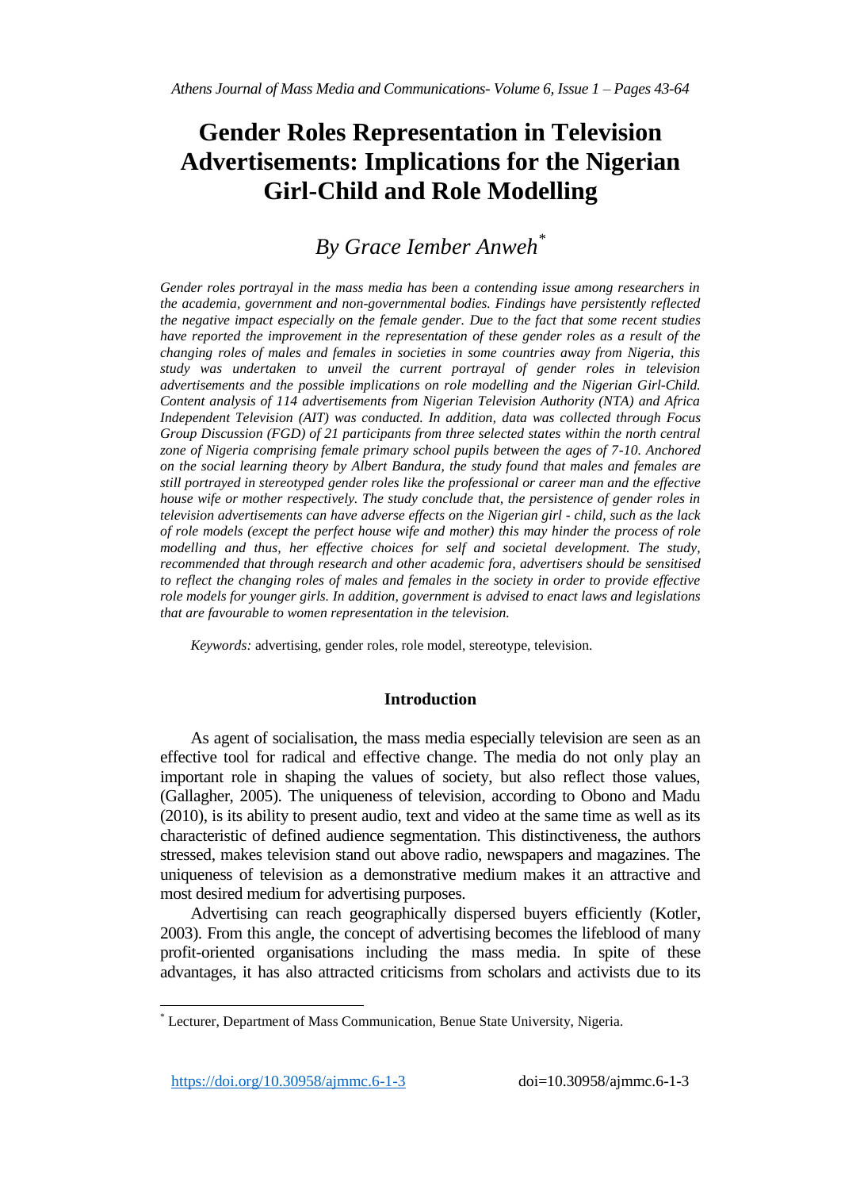# Gender Roles Representation in Television Advertisements: Implications for the Nigerian Girl-Child and Role Modelling

## *By Grace Iember Anweh*[*]

***Gender roles portrayal in the mass media has been a contending issue among researchers in the academia, government and non-governmental bodies. Findings have persistently reflected the negative impact especially on the female gender. Due to the fact that some recent studies have reported the improvement in the representation of these gender roles as a result of the changing roles of males and females in societies in some countries away from Nigeria, this study was undertaken to unveil the current portrayal of gender roles in television advertisements and the possible implications on role modelling and the Nigerian Girl-Child. Content analysis of 114 advertisements from Nigerian Television Authority (NTA) and Africa Independent Television (AIT) was conducted. In addition, data was collected through Focus Group Discussion (FGD) of 21 participants from three selected states within the north central zone of Nigeria comprising female primary school pupils between the ages of 7-10. Anchored on the social learning theory by Albert Bandura, the study found that males and females are still portrayed in stereotyped gender roles like the professional or career man and the effective house wife or mother respectively. The study conclude that, the persistence of gender roles in television advertisements can have adverse effects on the Nigerian girl - child, such as the lack of role models (except the perfect house wife and mother) this may hinder the process of role modelling and thus, her effective choices for self and societal development. The study, recommended that through research and other academic fora, advertisers should be sensitised to reflect the changing roles of males and females in the society in order to provide effective role models for younger girls. In addition, government is advised to enact laws and legislations that are favourable to women representation in the television.***

*Keywords:* advertising, gender roles, role model, stereotype, television.

### Introduction

As agent of socialisation, the mass media especially television are seen as an effective tool for radical and effective change. The media do not only play an important role in shaping the values of society, but also reflect those values, (Gallagher, 2005). The uniqueness of television, according to Obono and Madu (2010), is its ability to present audio, text and video at the same time as well as its characteristic of defined audience segmentation. This distinctiveness, the authors stressed, makes television stand out above radio, newspapers and magazines. The uniqueness of television as a demonstrative medium makes it an attractive and most desired medium for advertising purposes.

Advertising can reach geographically dispersed buyers efficiently (Kotler, 2003). From this angle, the concept of advertising becomes the lifeblood of many profit-oriented organisations including the mass media. In spite of these advantages, it has also attracted criticisms from scholars and activists due to its

---

[*] Lecturer, Department of Mass Communication, Benue State University, Nigeria.

https://doi.org/10.30958/ajmmc.6-1-3 doi=10.30958/ajmmc.6-1-3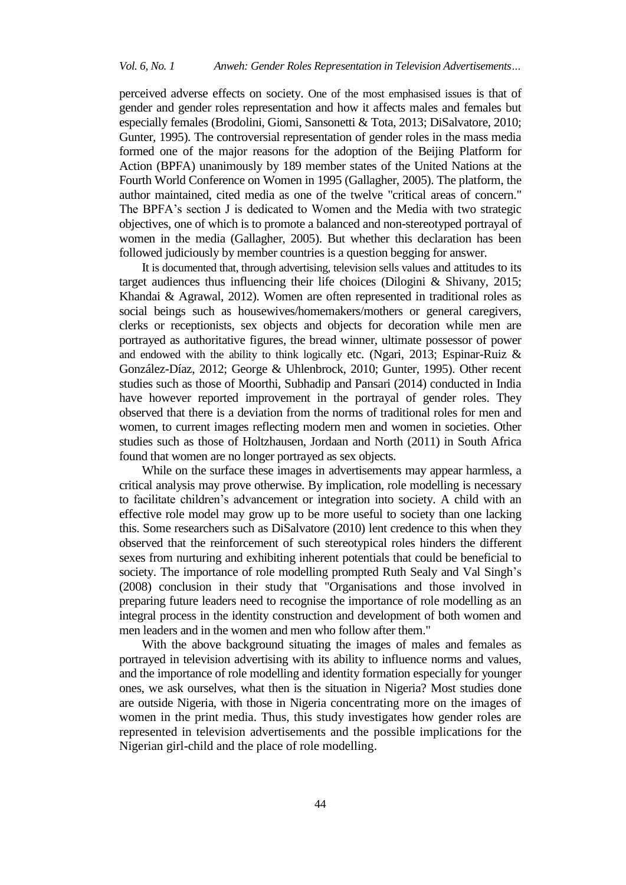perceived adverse effects on society. One of the most emphasised issues is that of gender and gender roles representation and how it affects males and females but especially females (Brodolini, Giomi, Sansonetti & Tota, 2013; DiSalvatore, 2010; Gunter, 1995). The controversial representation of gender roles in the mass media formed one of the major reasons for the adoption of the Beijing Platform for Action (BPFA) unanimously by 189 member states of the United Nations at the Fourth World Conference on Women in 1995 (Gallagher, 2005). The platform, the author maintained, cited media as one of the twelve "critical areas of concern." The BPFA's section J is dedicated to Women and the Media with two strategic objectives, one of which is to promote a balanced and non-stereotyped portrayal of women in the media (Gallagher, 2005). But whether this declaration has been followed judiciously by member countries is a question begging for answer.

It is documented that, through advertising, television sells values and attitudes to its target audiences thus influencing their life choices (Dilogini & Shivany, 2015; Khandai & Agrawal, 2012). Women are often represented in traditional roles as social beings such as housewives/homemakers/mothers or general caregivers, clerks or receptionists, sex objects and objects for decoration while men are portrayed as authoritative figures, the bread winner, ultimate possessor of power and endowed with the ability to think logically etc. (Ngari, 2013; Espinar-Ruiz & González-Díaz, 2012; George & Uhlenbrock, 2010; Gunter, 1995). Other recent studies such as those of Moorthi, Subhadip and Pansari (2014) conducted in India have however reported improvement in the portrayal of gender roles. They observed that there is a deviation from the norms of traditional roles for men and women, to current images reflecting modern men and women in societies. Other studies such as those of Holtzhausen, Jordaan and North (2011) in South Africa found that women are no longer portrayed as sex objects.

While on the surface these images in advertisements may appear harmless, a critical analysis may prove otherwise. By implication, role modelling is necessary to facilitate children's advancement or integration into society. A child with an effective role model may grow up to be more useful to society than one lacking this. Some researchers such as DiSalvatore (2010) lent credence to this when they observed that the reinforcement of such stereotypical roles hinders the different sexes from nurturing and exhibiting inherent potentials that could be beneficial to society. The importance of role modelling prompted Ruth Sealy and Val Singh's (2008) conclusion in their study that "Organisations and those involved in preparing future leaders need to recognise the importance of role modelling as an integral process in the identity construction and development of both women and men leaders and in the women and men who follow after them."

With the above background situating the images of males and females as portrayed in television advertising with its ability to influence norms and values, and the importance of role modelling and identity formation especially for younger ones, we ask ourselves, what then is the situation in Nigeria? Most studies done are outside Nigeria, with those in Nigeria concentrating more on the images of women in the print media. Thus, this study investigates how gender roles are represented in television advertisements and the possible implications for the Nigerian girl-child and the place of role modelling.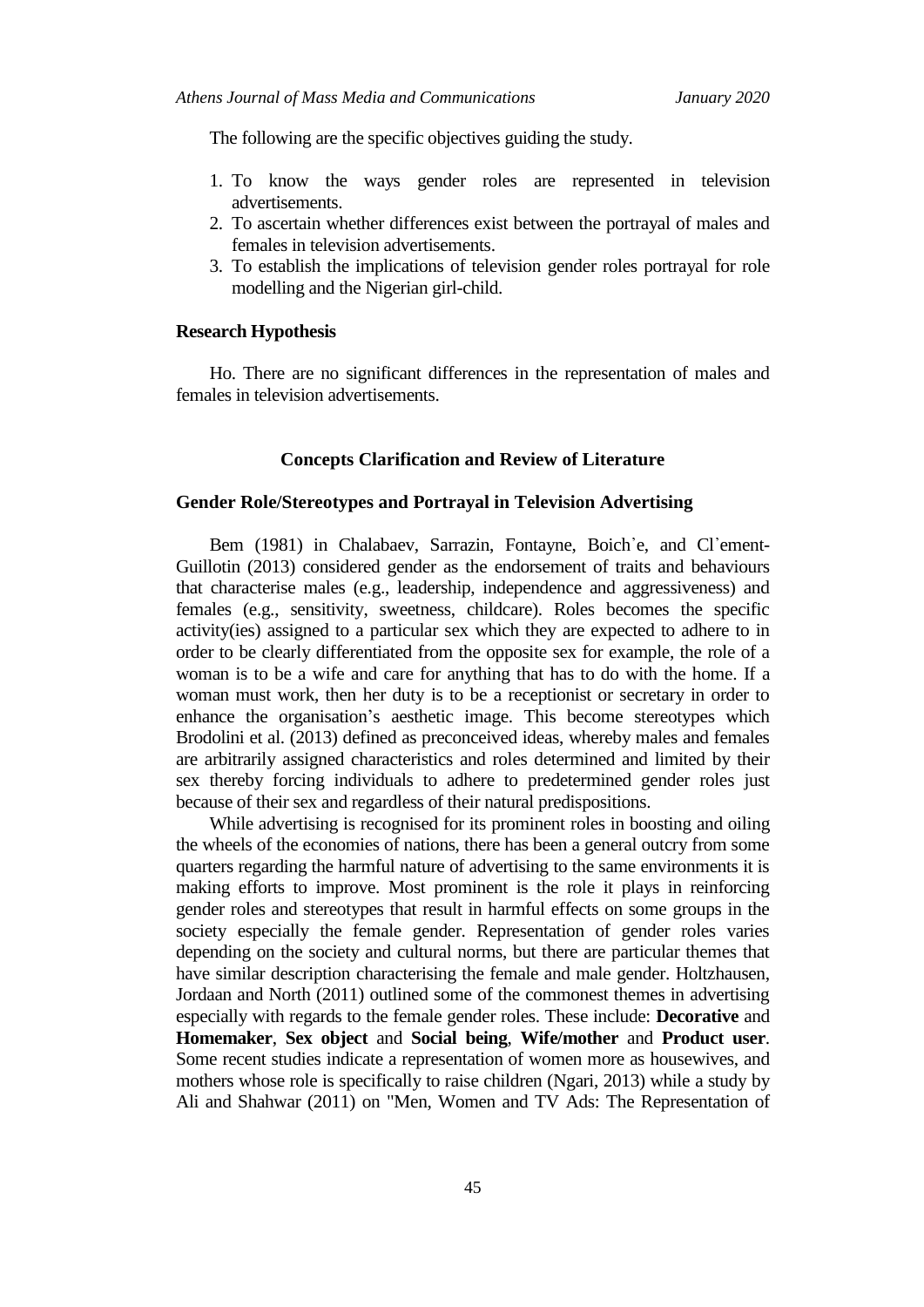The following are the specific objectives guiding the study.

1. To know the ways gender roles are represented in television advertisements.
2. To ascertain whether differences exist between the portrayal of males and females in television advertisements.
3. To establish the implications of television gender roles portrayal for role modelling and the Nigerian girl-child.

### Research Hypothesis

Ho. There are no significant differences in the representation of males and females in television advertisements.

## Concepts Clarification and Review of Literature

### Gender Role/Stereotypes and Portrayal in Television Advertising

Bem (1981) in Chalabaev, Sarrazin, Fontayne, Boich`e, and Cl`ement-Guillotin (2013) considered gender as the endorsement of traits and behaviours that characterise males (e.g., leadership, independence and aggressiveness) and females (e.g., sensitivity, sweetness, childcare). Roles becomes the specific activity(ies) assigned to a particular sex which they are expected to adhere to in order to be clearly differentiated from the opposite sex for example, the role of a woman is to be a wife and care for anything that has to do with the home. If a woman must work, then her duty is to be a receptionist or secretary in order to enhance the organisation's aesthetic image. This become stereotypes which Brodolini et al. (2013) defined as preconceived ideas, whereby males and females are arbitrarily assigned characteristics and roles determined and limited by their sex thereby forcing individuals to adhere to predetermined gender roles just because of their sex and regardless of their natural predispositions.

While advertising is recognised for its prominent roles in boosting and oiling the wheels of the economies of nations, there has been a general outcry from some quarters regarding the harmful nature of advertising to the same environments it is making efforts to improve. Most prominent is the role it plays in reinforcing gender roles and stereotypes that result in harmful effects on some groups in the society especially the female gender. Representation of gender roles varies depending on the society and cultural norms, but there are particular themes that have similar description characterising the female and male gender. Holtzhausen, Jordaan and North (2011) outlined some of the commonest themes in advertising especially with regards to the female gender roles. These include: **Decorative** and **Homemaker**, **Sex object** and **Social being**, **Wife/mother** and **Product user**. Some recent studies indicate a representation of women more as housewives, and mothers whose role is specifically to raise children (Ngari, 2013) while a study by Ali and Shahwar (2011) on "Men, Women and TV Ads: The Representation of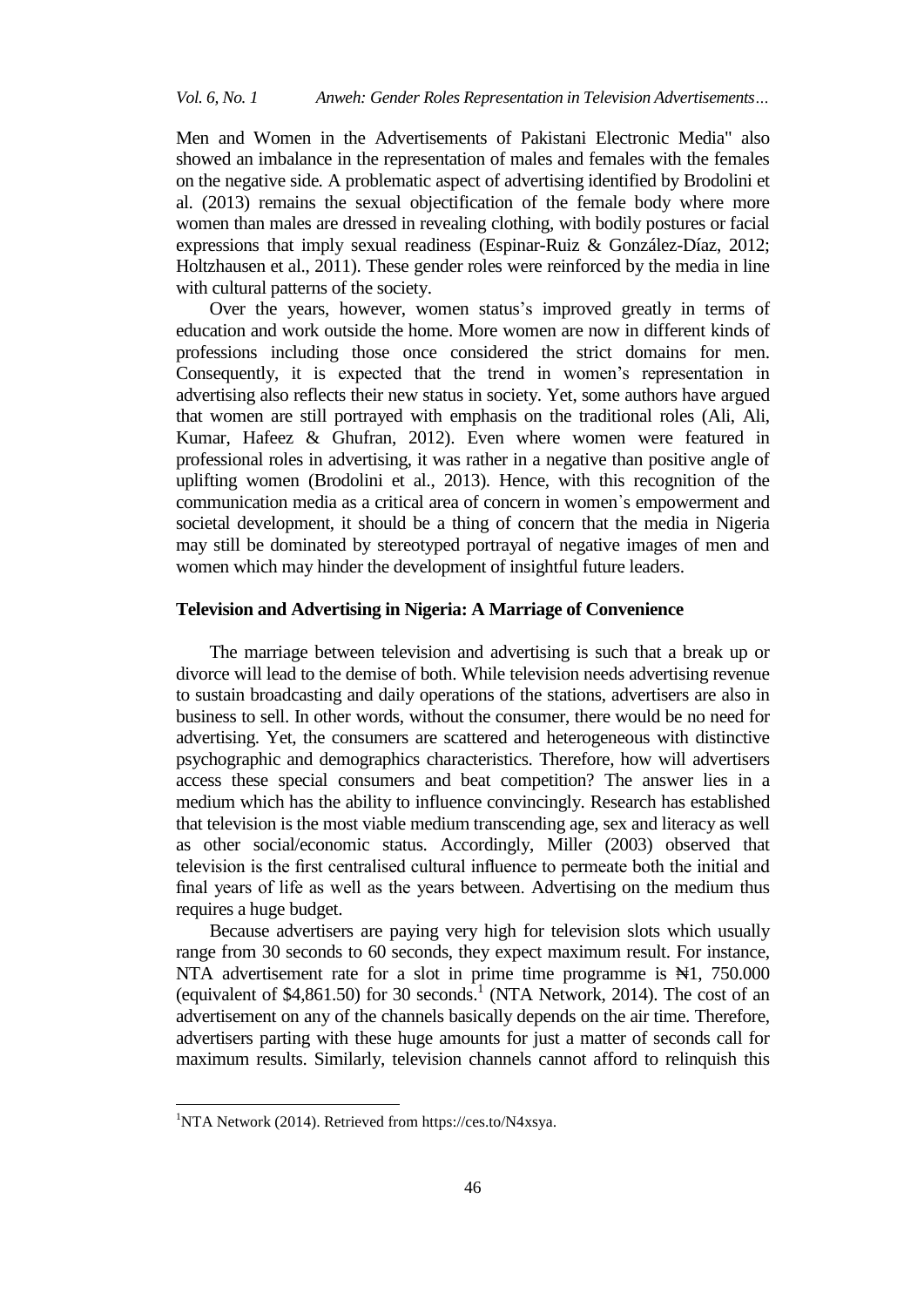Men and Women in the Advertisements of Pakistani Electronic Media" also showed an imbalance in the representation of males and females with the females on the negative side. A problematic aspect of advertising identified by Brodolini et al. (2013) remains the sexual objectification of the female body where more women than males are dressed in revealing clothing, with bodily postures or facial expressions that imply sexual readiness (Espinar-Ruiz & González-Díaz, 2012; Holtzhausen et al., 2011). These gender roles were reinforced by the media in line with cultural patterns of the society.

Over the years, however, women status's improved greatly in terms of education and work outside the home. More women are now in different kinds of professions including those once considered the strict domains for men. Consequently, it is expected that the trend in women's representation in advertising also reflects their new status in society. Yet, some authors have argued that women are still portrayed with emphasis on the traditional roles (Ali, Ali, Kumar, Hafeez & Ghufran, 2012). Even where women were featured in professional roles in advertising, it was rather in a negative than positive angle of uplifting women (Brodolini et al., 2013). Hence, with this recognition of the communication media as a critical area of concern in women's empowerment and societal development, it should be a thing of concern that the media in Nigeria may still be dominated by stereotyped portrayal of negative images of men and women which may hinder the development of insightful future leaders.

### Television and Advertising in Nigeria: A Marriage of Convenience

The marriage between television and advertising is such that a break up or divorce will lead to the demise of both. While television needs advertising revenue to sustain broadcasting and daily operations of the stations, advertisers are also in business to sell. In other words, without the consumer, there would be no need for advertising. Yet, the consumers are scattered and heterogeneous with distinctive psychographic and demographics characteristics. Therefore, how will advertisers access these special consumers and beat competition? The answer lies in a medium which has the ability to influence convincingly. Research has established that television is the most viable medium transcending age, sex and literacy as well as other social/economic status. Accordingly, Miller (2003) observed that television is the first centralised cultural influence to permeate both the initial and final years of life as well as the years between. Advertising on the medium thus requires a huge budget.

Because advertisers are paying very high for television slots which usually range from 30 seconds to 60 seconds, they expect maximum result. For instance, NTA advertisement rate for a slot in prime time programme is ₦1, 750.000 (equivalent of $4,861.50) for 30 seconds.[1] (NTA Network, 2014). The cost of an advertisement on any of the channels basically depends on the air time. Therefore, advertisers parting with these huge amounts for just a matter of seconds call for maximum results. Similarly, television channels cannot afford to relinquish this

---

[1] NTA Network (2014). Retrieved from https://ces.to/N4xsya.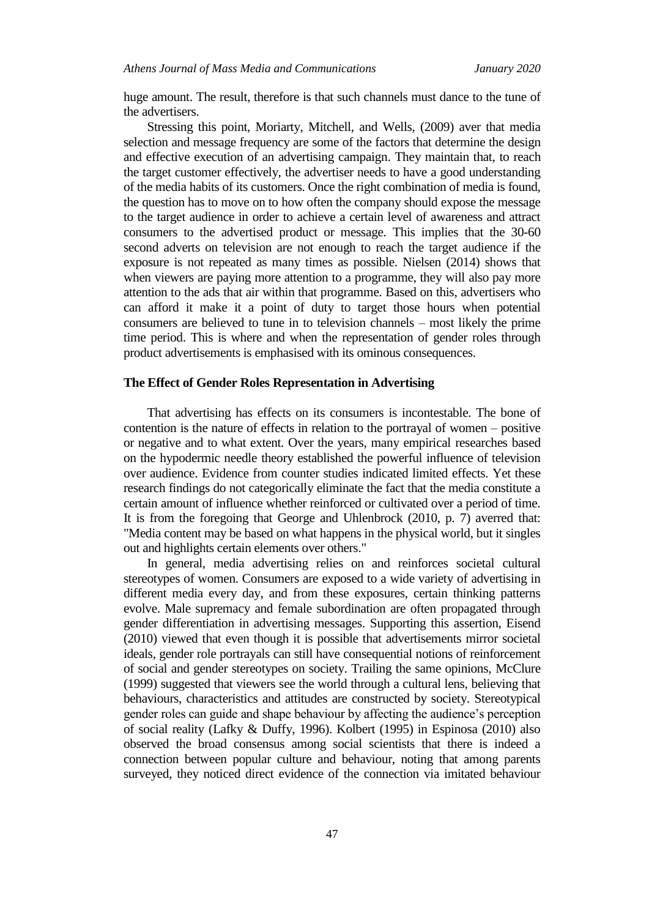huge amount. The result, therefore is that such channels must dance to the tune of the advertisers.

Stressing this point, Moriarty, Mitchell, and Wells, (2009) aver that media selection and message frequency are some of the factors that determine the design and effective execution of an advertising campaign. They maintain that, to reach the target customer effectively, the advertiser needs to have a good understanding of the media habits of its customers. Once the right combination of media is found, the question has to move on to how often the company should expose the message to the target audience in order to achieve a certain level of awareness and attract consumers to the advertised product or message. This implies that the 30-60 second adverts on television are not enough to reach the target audience if the exposure is not repeated as many times as possible. Nielsen (2014) shows that when viewers are paying more attention to a programme, they will also pay more attention to the ads that air within that programme. Based on this, advertisers who can afford it make it a point of duty to target those hours when potential consumers are believed to tune in to television channels – most likely the prime time period. This is where and when the representation of gender roles through product advertisements is emphasised with its ominous consequences.

## The Effect of Gender Roles Representation in Advertising

That advertising has effects on its consumers is incontestable. The bone of contention is the nature of effects in relation to the portrayal of women – positive or negative and to what extent. Over the years, many empirical researches based on the hypodermic needle theory established the powerful influence of television over audience. Evidence from counter studies indicated limited effects. Yet these research findings do not categorically eliminate the fact that the media constitute a certain amount of influence whether reinforced or cultivated over a period of time. It is from the foregoing that George and Uhlenbrock (2010, p. 7) averred that: "Media content may be based on what happens in the physical world, but it singles out and highlights certain elements over others."

In general, media advertising relies on and reinforces societal cultural stereotypes of women. Consumers are exposed to a wide variety of advertising in different media every day, and from these exposures, certain thinking patterns evolve. Male supremacy and female subordination are often propagated through gender differentiation in advertising messages. Supporting this assertion, Eisend (2010) viewed that even though it is possible that advertisements mirror societal ideals, gender role portrayals can still have consequential notions of reinforcement of social and gender stereotypes on society. Trailing the same opinions, McClure (1999) suggested that viewers see the world through a cultural lens, believing that behaviours, characteristics and attitudes are constructed by society. Stereotypical gender roles can guide and shape behaviour by affecting the audience's perception of social reality (Lafky & Duffy, 1996). Kolbert (1995) in Espinosa (2010) also observed the broad consensus among social scientists that there is indeed a connection between popular culture and behaviour, noting that among parents surveyed, they noticed direct evidence of the connection via imitated behaviour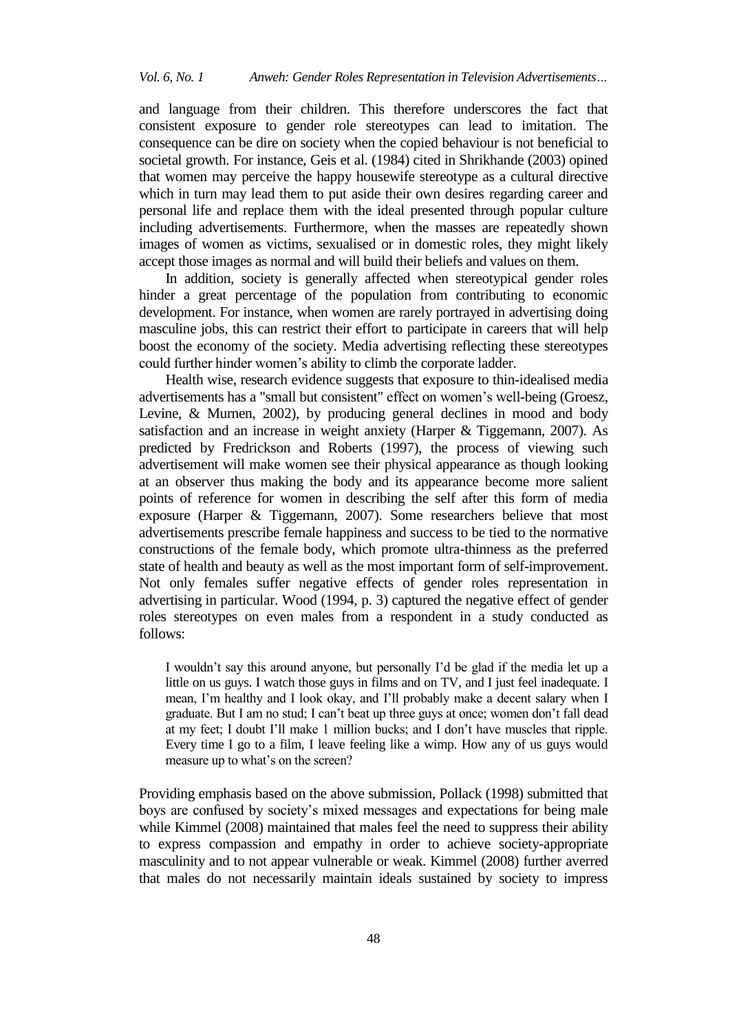and language from their children. This therefore underscores the fact that consistent exposure to gender role stereotypes can lead to imitation. The consequence can be dire on society when the copied behaviour is not beneficial to societal growth. For instance, Geis et al. (1984) cited in Shrikhande (2003) opined that women may perceive the happy housewife stereotype as a cultural directive which in turn may lead them to put aside their own desires regarding career and personal life and replace them with the ideal presented through popular culture including advertisements. Furthermore, when the masses are repeatedly shown images of women as victims, sexualised or in domestic roles, they might likely accept those images as normal and will build their beliefs and values on them.

In addition, society is generally affected when stereotypical gender roles hinder a great percentage of the population from contributing to economic development. For instance, when women are rarely portrayed in advertising doing masculine jobs, this can restrict their effort to participate in careers that will help boost the economy of the society. Media advertising reflecting these stereotypes could further hinder women's ability to climb the corporate ladder.

Health wise, research evidence suggests that exposure to thin-idealised media advertisements has a "small but consistent" effect on women's well-being (Groesz, Levine, & Murnen, 2002), by producing general declines in mood and body satisfaction and an increase in weight anxiety (Harper & Tiggemann, 2007). As predicted by Fredrickson and Roberts (1997), the process of viewing such advertisement will make women see their physical appearance as though looking at an observer thus making the body and its appearance become more salient points of reference for women in describing the self after this form of media exposure (Harper & Tiggemann, 2007). Some researchers believe that most advertisements prescribe female happiness and success to be tied to the normative constructions of the female body, which promote ultra-thinness as the preferred state of health and beauty as well as the most important form of self-improvement. Not only females suffer negative effects of gender roles representation in advertising in particular. Wood (1994, p. 3) captured the negative effect of gender roles stereotypes on even males from a respondent in a study conducted as follows:

> I wouldn't say this around anyone, but personally I'd be glad if the media let up a little on us guys. I watch those guys in films and on TV, and I just feel inadequate. I mean, I'm healthy and I look okay, and I'll probably make a decent salary when I graduate. But I am no stud; I can't beat up three guys at once; women don't fall dead at my feet; I doubt I'll make 1 million bucks; and I don't have muscles that ripple. Every time I go to a film, I leave feeling like a wimp. How any of us guys would measure up to what's on the screen?

Providing emphasis based on the above submission, Pollack (1998) submitted that boys are confused by society's mixed messages and expectations for being male while Kimmel (2008) maintained that males feel the need to suppress their ability to express compassion and empathy in order to achieve society-appropriate masculinity and to not appear vulnerable or weak. Kimmel (2008) further averred that males do not necessarily maintain ideals sustained by society to impress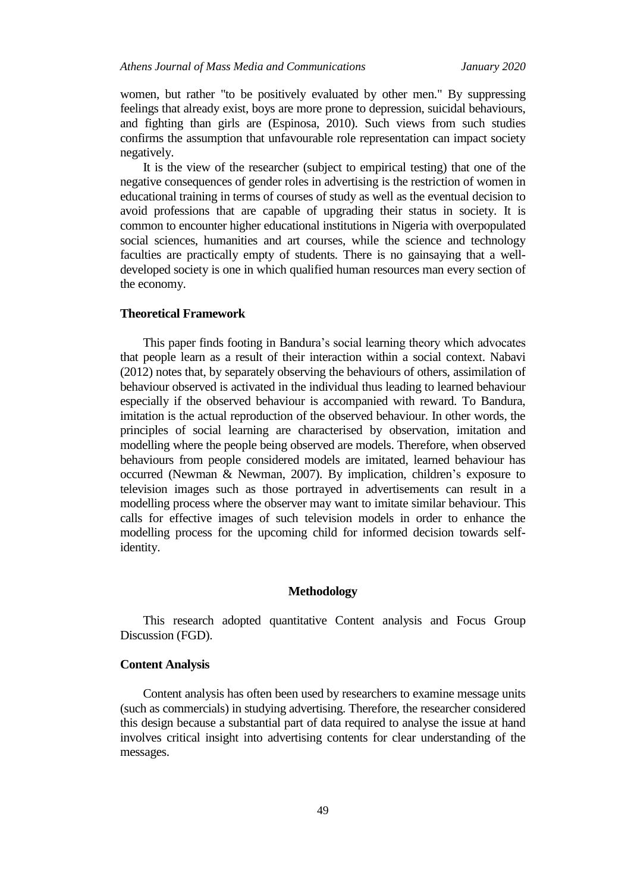women, but rather "to be positively evaluated by other men." By suppressing feelings that already exist, boys are more prone to depression, suicidal behaviours, and fighting than girls are (Espinosa, 2010). Such views from such studies confirms the assumption that unfavourable role representation can impact society negatively.

It is the view of the researcher (subject to empirical testing) that one of the negative consequences of gender roles in advertising is the restriction of women in educational training in terms of courses of study as well as the eventual decision to avoid professions that are capable of upgrading their status in society. It is common to encounter higher educational institutions in Nigeria with overpopulated social sciences, humanities and art courses, while the science and technology faculties are practically empty of students. There is no gainsaying that a well-developed society is one in which qualified human resources man every section of the economy.

### Theoretical Framework

This paper finds footing in Bandura's social learning theory which advocates that people learn as a result of their interaction within a social context. Nabavi (2012) notes that, by separately observing the behaviours of others, assimilation of behaviour observed is activated in the individual thus leading to learned behaviour especially if the observed behaviour is accompanied with reward. To Bandura, imitation is the actual reproduction of the observed behaviour. In other words, the principles of social learning are characterised by observation, imitation and modelling where the people being observed are models. Therefore, when observed behaviours from people considered models are imitated, learned behaviour has occurred (Newman & Newman, 2007). By implication, children's exposure to television images such as those portrayed in advertisements can result in a modelling process where the observer may want to imitate similar behaviour. This calls for effective images of such television models in order to enhance the modelling process for the upcoming child for informed decision towards self-identity.

## Methodology

This research adopted quantitative Content analysis and Focus Group Discussion (FGD).

### Content Analysis

Content analysis has often been used by researchers to examine message units (such as commercials) in studying advertising. Therefore, the researcher considered this design because a substantial part of data required to analyse the issue at hand involves critical insight into advertising contents for clear understanding of the messages.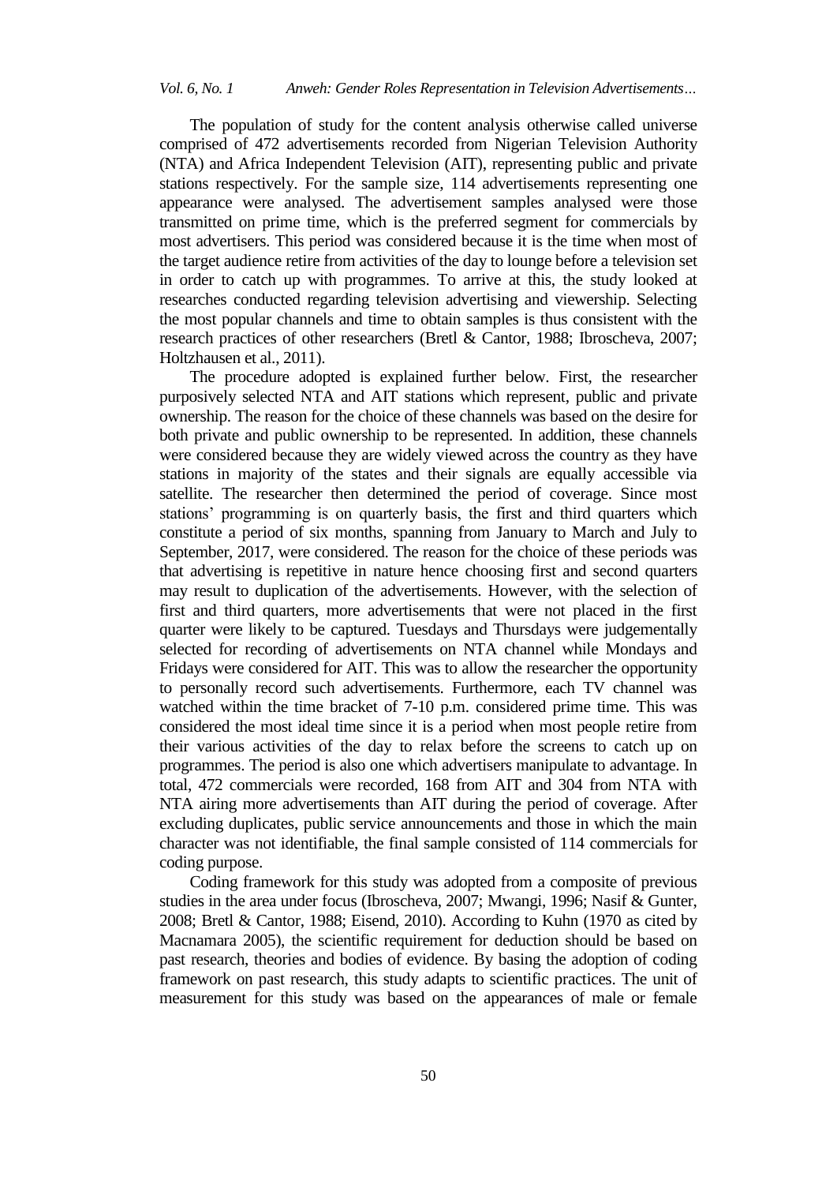The population of study for the content analysis otherwise called universe comprised of 472 advertisements recorded from Nigerian Television Authority (NTA) and Africa Independent Television (AIT), representing public and private stations respectively. For the sample size, 114 advertisements representing one appearance were analysed. The advertisement samples analysed were those transmitted on prime time, which is the preferred segment for commercials by most advertisers. This period was considered because it is the time when most of the target audience retire from activities of the day to lounge before a television set in order to catch up with programmes. To arrive at this, the study looked at researches conducted regarding television advertising and viewership. Selecting the most popular channels and time to obtain samples is thus consistent with the research practices of other researchers (Bretl & Cantor, 1988; Ibroscheva, 2007; Holtzhausen et al., 2011).

The procedure adopted is explained further below. First, the researcher purposively selected NTA and AIT stations which represent, public and private ownership. The reason for the choice of these channels was based on the desire for both private and public ownership to be represented. In addition, these channels were considered because they are widely viewed across the country as they have stations in majority of the states and their signals are equally accessible via satellite. The researcher then determined the period of coverage. Since most stations' programming is on quarterly basis, the first and third quarters which constitute a period of six months, spanning from January to March and July to September, 2017, were considered. The reason for the choice of these periods was that advertising is repetitive in nature hence choosing first and second quarters may result to duplication of the advertisements. However, with the selection of first and third quarters, more advertisements that were not placed in the first quarter were likely to be captured. Tuesdays and Thursdays were judgementally selected for recording of advertisements on NTA channel while Mondays and Fridays were considered for AIT. This was to allow the researcher the opportunity to personally record such advertisements. Furthermore, each TV channel was watched within the time bracket of 7-10 p.m. considered prime time. This was considered the most ideal time since it is a period when most people retire from their various activities of the day to relax before the screens to catch up on programmes. The period is also one which advertisers manipulate to advantage. In total, 472 commercials were recorded, 168 from AIT and 304 from NTA with NTA airing more advertisements than AIT during the period of coverage. After excluding duplicates, public service announcements and those in which the main character was not identifiable, the final sample consisted of 114 commercials for coding purpose.

Coding framework for this study was adopted from a composite of previous studies in the area under focus (Ibroscheva, 2007; Mwangi, 1996; Nasif & Gunter, 2008; Bretl & Cantor, 1988; Eisend, 2010). According to Kuhn (1970 as cited by Macnamara 2005), the scientific requirement for deduction should be based on past research, theories and bodies of evidence. By basing the adoption of coding framework on past research, this study adapts to scientific practices. The unit of measurement for this study was based on the appearances of male or female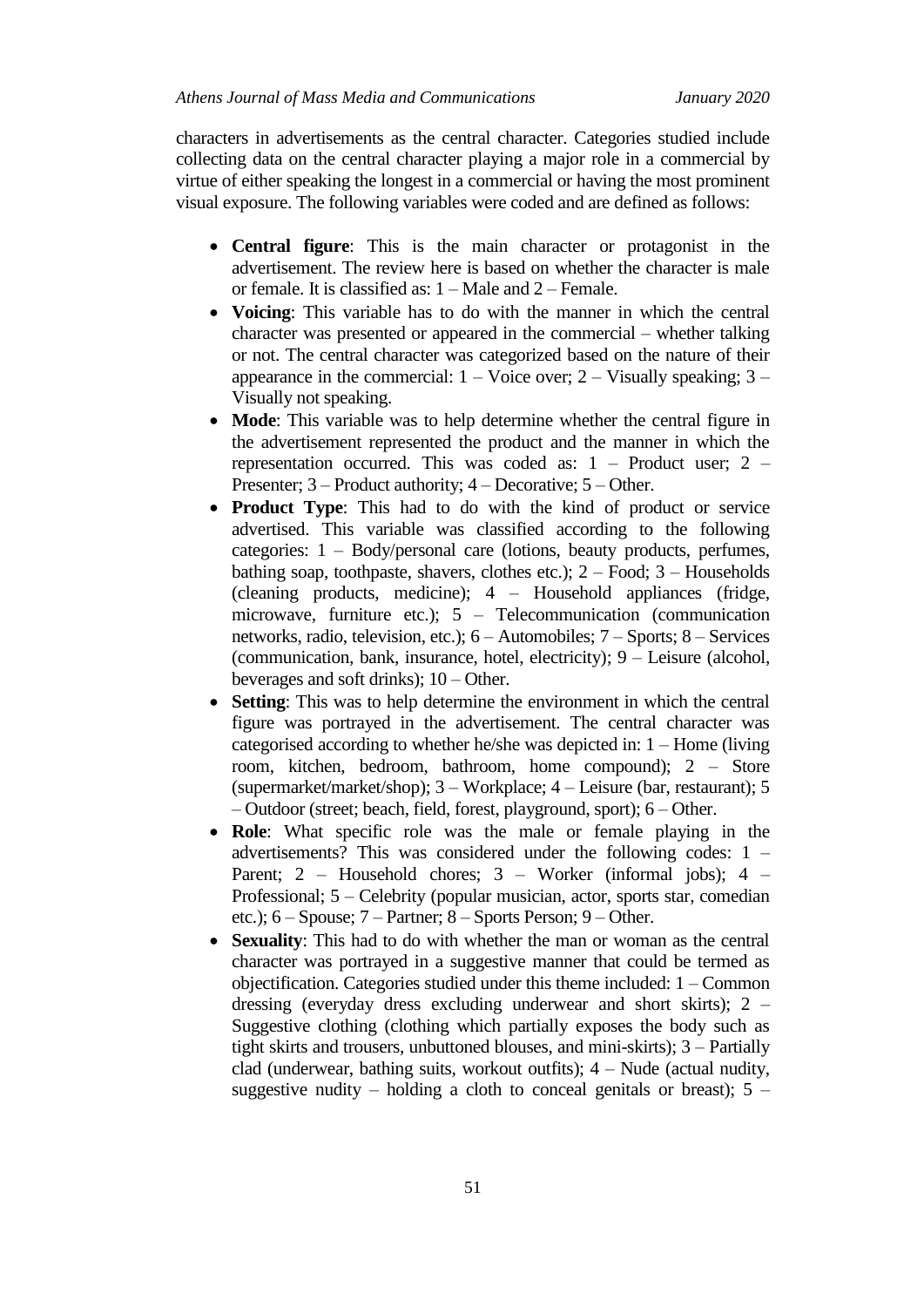characters in advertisements as the central character. Categories studied include collecting data on the central character playing a major role in a commercial by virtue of either speaking the longest in a commercial or having the most prominent visual exposure. The following variables were coded and are defined as follows:

- **Central figure**: This is the main character or protagonist in the advertisement. The review here is based on whether the character is male or female. It is classified as: 1 – Male and 2 – Female.
- **Voicing**: This variable has to do with the manner in which the central character was presented or appeared in the commercial – whether talking or not. The central character was categorized based on the nature of their appearance in the commercial: 1 – Voice over; 2 – Visually speaking; 3 – Visually not speaking.
- **Mode**: This variable was to help determine whether the central figure in the advertisement represented the product and the manner in which the representation occurred. This was coded as: 1 – Product user; 2 – Presenter; 3 – Product authority; 4 – Decorative; 5 – Other.
- **Product Type**: This had to do with the kind of product or service advertised. This variable was classified according to the following categories: 1 – Body/personal care (lotions, beauty products, perfumes, bathing soap, toothpaste, shavers, clothes etc.); 2 – Food; 3 – Households (cleaning products, medicine); 4 – Household appliances (fridge, microwave, furniture etc.); 5 – Telecommunication (communication networks, radio, television, etc.); 6 – Automobiles; 7 – Sports; 8 – Services (communication, bank, insurance, hotel, electricity); 9 – Leisure (alcohol, beverages and soft drinks); 10 – Other.
- **Setting**: This was to help determine the environment in which the central figure was portrayed in the advertisement. The central character was categorised according to whether he/she was depicted in: 1 – Home (living room, kitchen, bedroom, bathroom, home compound); 2 – Store (supermarket/market/shop); 3 – Workplace; 4 – Leisure (bar, restaurant); 5 – Outdoor (street; beach, field, forest, playground, sport); 6 – Other.
- **Role**: What specific role was the male or female playing in the advertisements? This was considered under the following codes: 1 – Parent; 2 – Household chores; 3 – Worker (informal jobs); 4 – Professional; 5 – Celebrity (popular musician, actor, sports star, comedian etc.); 6 – Spouse; 7 – Partner; 8 – Sports Person; 9 – Other.
- **Sexuality**: This had to do with whether the man or woman as the central character was portrayed in a suggestive manner that could be termed as objectification. Categories studied under this theme included: 1 – Common dressing (everyday dress excluding underwear and short skirts); 2 – Suggestive clothing (clothing which partially exposes the body such as tight skirts and trousers, unbuttoned blouses, and mini-skirts); 3 – Partially clad (underwear, bathing suits, workout outfits); 4 – Nude (actual nudity, suggestive nudity – holding a cloth to conceal genitals or breast); 5 –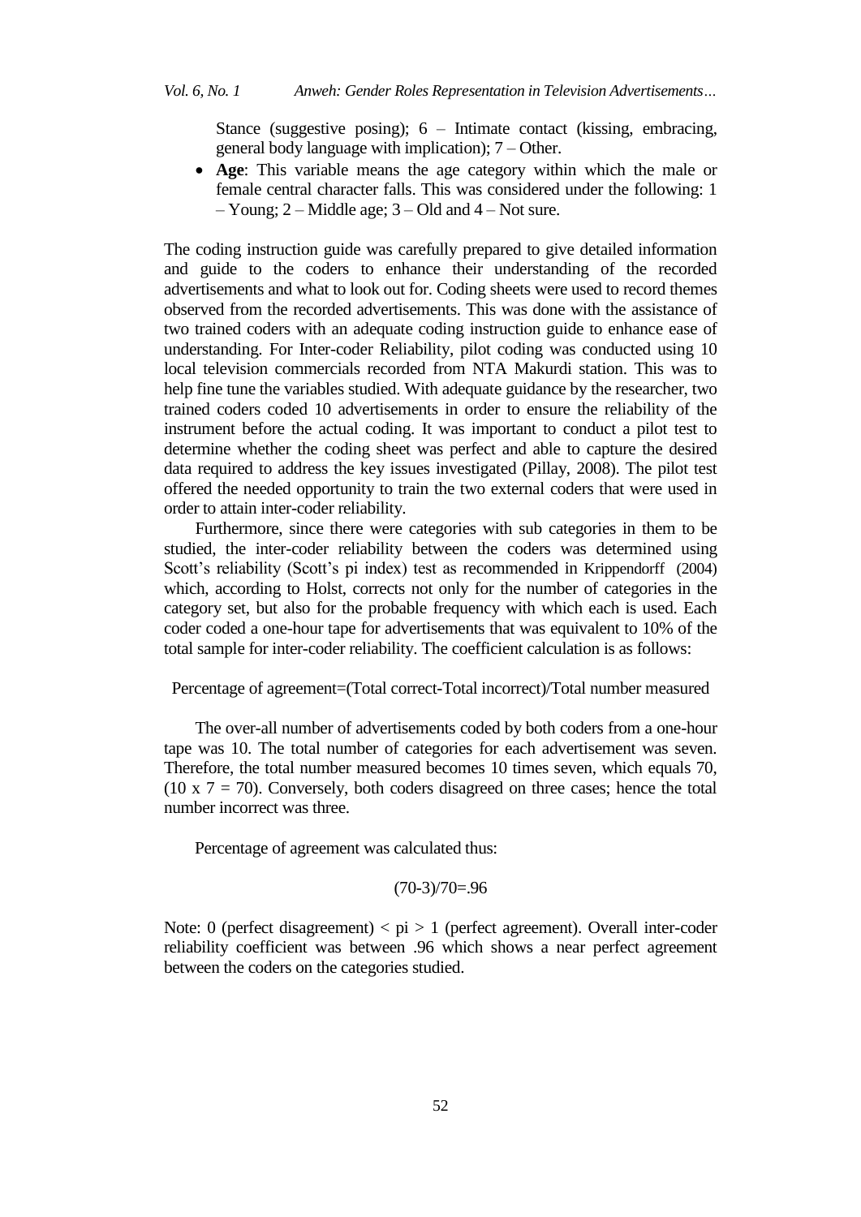Stance (suggestive posing); 6 – Intimate contact (kissing, embracing, general body language with implication); 7 – Other.

- **Age**: This variable means the age category within which the male or female central character falls. This was considered under the following: 1 – Young; 2 – Middle age; 3 – Old and 4 – Not sure.

The coding instruction guide was carefully prepared to give detailed information and guide to the coders to enhance their understanding of the recorded advertisements and what to look out for. Coding sheets were used to record themes observed from the recorded advertisements. This was done with the assistance of two trained coders with an adequate coding instruction guide to enhance ease of understanding. For Inter-coder Reliability, pilot coding was conducted using 10 local television commercials recorded from NTA Makurdi station. This was to help fine tune the variables studied. With adequate guidance by the researcher, two trained coders coded 10 advertisements in order to ensure the reliability of the instrument before the actual coding. It was important to conduct a pilot test to determine whether the coding sheet was perfect and able to capture the desired data required to address the key issues investigated (Pillay, 2008). The pilot test offered the needed opportunity to train the two external coders that were used in order to attain inter-coder reliability.

Furthermore, since there were categories with sub categories in them to be studied, the inter-coder reliability between the coders was determined using Scott's reliability (Scott's pi index) test as recommended in Krippendorff (2004) which, according to Holst, corrects not only for the number of categories in the category set, but also for the probable frequency with which each is used. Each coder coded a one-hour tape for advertisements that was equivalent to 10% of the total sample for inter-coder reliability. The coefficient calculation is as follows:

Percentage of agreement=(Total correct-Total incorrect)/Total number measured

The over-all number of advertisements coded by both coders from a one-hour tape was 10. The total number of categories for each advertisement was seven. Therefore, the total number measured becomes 10 times seven, which equals 70, ($10 \times 7 = 70$). Conversely, both coders disagreed on three cases; hence the total number incorrect was three.

Percentage of agreement was calculated thus:

$$(70-3)/70=.96$$

Note: 0 (perfect disagreement) < pi > 1 (perfect agreement). Overall inter-coder reliability coefficient was between .96 which shows a near perfect agreement between the coders on the categories studied.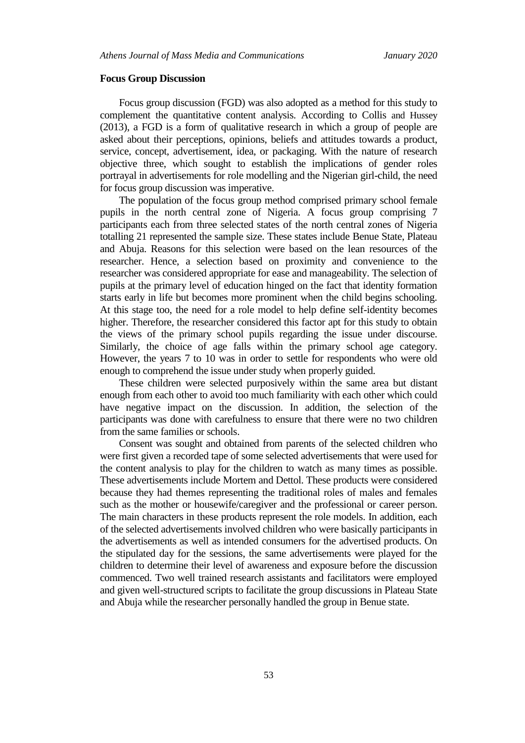**Focus Group Discussion**

Focus group discussion (FGD) was also adopted as a method for this study to complement the quantitative content analysis. According to Collis and Hussey (2013), a FGD is a form of qualitative research in which a group of people are asked about their perceptions, opinions, beliefs and attitudes towards a product, service, concept, advertisement, idea, or packaging. With the nature of research objective three, which sought to establish the implications of gender roles portrayal in advertisements for role modelling and the Nigerian girl-child, the need for focus group discussion was imperative.

The population of the focus group method comprised primary school female pupils in the north central zone of Nigeria. A focus group comprising 7 participants each from three selected states of the north central zones of Nigeria totalling 21 represented the sample size. These states include Benue State, Plateau and Abuja. Reasons for this selection were based on the lean resources of the researcher. Hence, a selection based on proximity and convenience to the researcher was considered appropriate for ease and manageability. The selection of pupils at the primary level of education hinged on the fact that identity formation starts early in life but becomes more prominent when the child begins schooling. At this stage too, the need for a role model to help define self-identity becomes higher. Therefore, the researcher considered this factor apt for this study to obtain the views of the primary school pupils regarding the issue under discourse. Similarly, the choice of age falls within the primary school age category. However, the years 7 to 10 was in order to settle for respondents who were old enough to comprehend the issue under study when properly guided.

These children were selected purposively within the same area but distant enough from each other to avoid too much familiarity with each other which could have negative impact on the discussion. In addition, the selection of the participants was done with carefulness to ensure that there were no two children from the same families or schools.

Consent was sought and obtained from parents of the selected children who were first given a recorded tape of some selected advertisements that were used for the content analysis to play for the children to watch as many times as possible. These advertisements include Mortem and Dettol. These products were considered because they had themes representing the traditional roles of males and females such as the mother or housewife/caregiver and the professional or career person. The main characters in these products represent the role models. In addition, each of the selected advertisements involved children who were basically participants in the advertisements as well as intended consumers for the advertised products. On the stipulated day for the sessions, the same advertisements were played for the children to determine their level of awareness and exposure before the discussion commenced. Two well trained research assistants and facilitators were employed and given well-structured scripts to facilitate the group discussions in Plateau State and Abuja while the researcher personally handled the group in Benue state.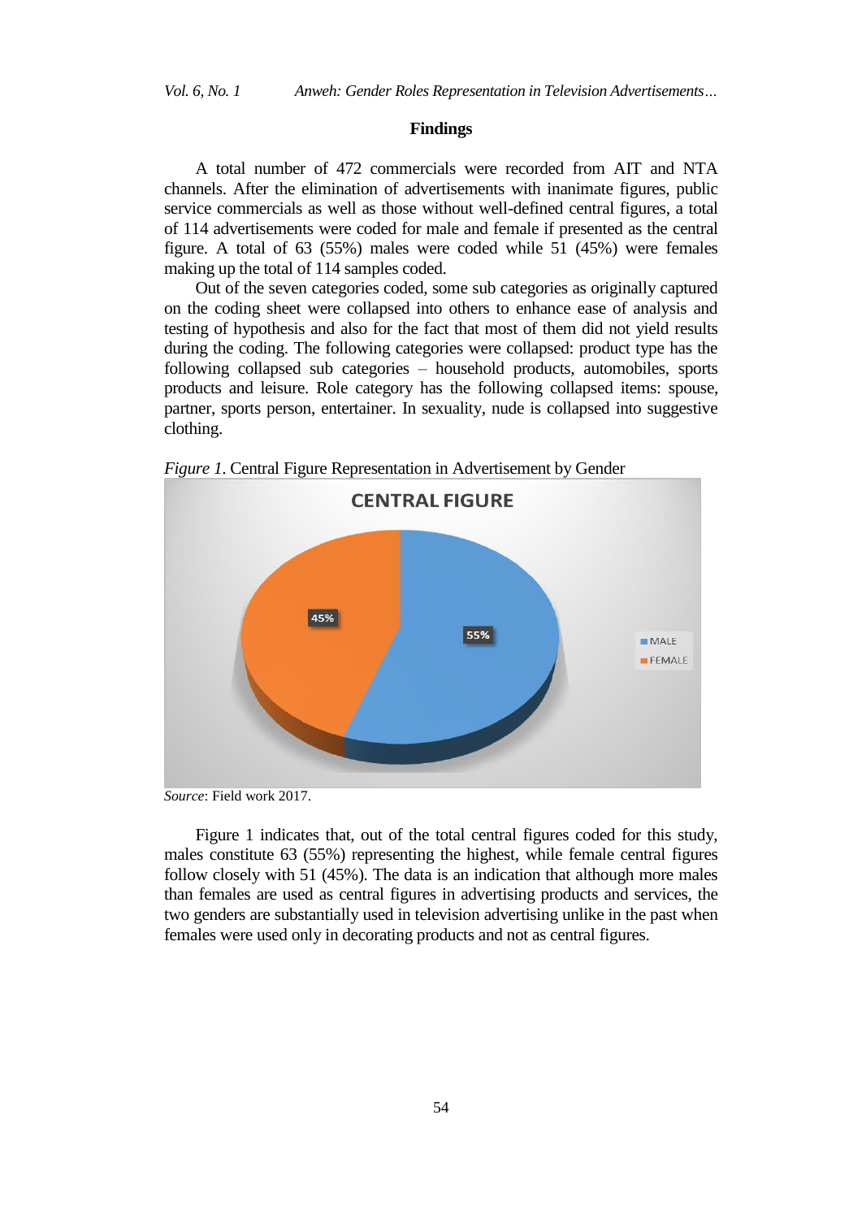## Findings

A total number of 472 commercials were recorded from AIT and NTA channels. After the elimination of advertisements with inanimate figures, public service commercials as well as those without well-defined central figures, a total of 114 advertisements were coded for male and female if presented as the central figure. A total of 63 (55%) males were coded while 51 (45%) were females making up the total of 114 samples coded.

Out of the seven categories coded, some sub categories as originally captured on the coding sheet were collapsed into others to enhance ease of analysis and testing of hypothesis and also for the fact that most of them did not yield results during the coding. The following categories were collapsed: product type has the following collapsed sub categories – household products, automobiles, sports products and leisure. Role category has the following collapsed items: spouse, partner, sports person, entertainer. In sexuality, nude is collapsed into suggestive clothing.

*Figure 1*. Central Figure Representation in Advertisement by Gender

*Source*: Field work 2017.

Figure 1 indicates that, out of the total central figures coded for this study, males constitute 63 (55%) representing the highest, while female central figures follow closely with 51 (45%). The data is an indication that although more males than females are used as central figures in advertising products and services, the two genders are substantially used in television advertising unlike in the past when females were used only in decorating products and not as central figures.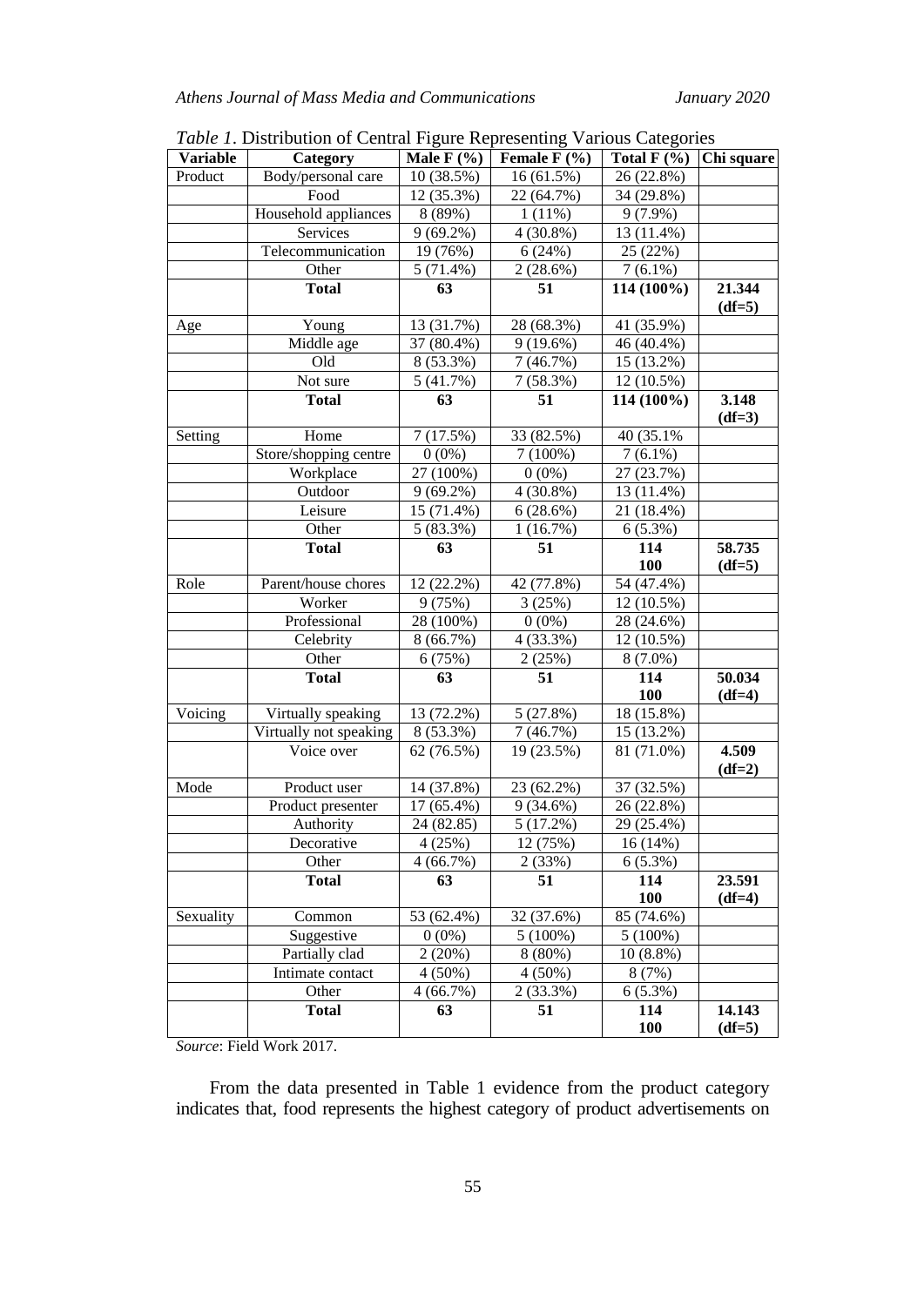*Table 1.* Distribution of Central Figure Representing Various Categories

| Variable | Category | Male F (%) | Female F (%) | Total F (%) | Chi square |
|---|---|---|---|---|---|
| Product | Body/personal care | 10 (38.5%) | 16 (61.5%) | 26 (22.8%) | |
| | Food | 12 (35.3%) | 22 (64.7%) | 34 (29.8%) | |
| | Household appliances | 8 (89%) | 1 (11%) | 9 (7.9%) | |
| | Services | 9 (69.2%) | 4 (30.8%) | 13 (11.4%) | |
| | Telecommunication | 19 (76%) | 6 (24%) | 25 (22%) | |
| | Other | 5 (71.4%) | 2 (28.6%) | 7 (6.1%) | |
| | **Total** | **63** | **51** | **114 (100%)** | **21.344 (df=5)** |
| Age | Young | 13 (31.7%) | 28 (68.3%) | 41 (35.9%) | |
| | Middle age | 37 (80.4%) | 9 (19.6%) | 46 (40.4%) | |
| | Old | 8 (53.3%) | 7 (46.7%) | 15 (13.2%) | |
| | Not sure | 5 (41.7%) | 7 (58.3%) | 12 (10.5%) | |
| | **Total** | **63** | **51** | **114 (100%)** | **3.148 (df=3)** |
| Setting | Home | 7 (17.5%) | 33 (82.5%) | 40 (35.1% | |
| | Store/shopping centre | 0 (0%) | 7 (100%) | 7 (6.1%) | |
| | Workplace | 27 (100%) | 0 (0%) | 27 (23.7%) | |
| | Outdoor | 9 (69.2%) | 4 (30.8%) | 13 (11.4%) | |
| | Leisure | 15 (71.4%) | 6 (28.6%) | 21 (18.4%) | |
| | Other | 5 (83.3%) | 1 (16.7%) | 6 (5.3%) | |
| | **Total** | **63** | **51** | **114 100** | **58.735 (df=5)** |
| Role | Parent/house chores | 12 (22.2%) | 42 (77.8%) | 54 (47.4%) | |
| | Worker | 9 (75%) | 3 (25%) | 12 (10.5%) | |
| | Professional | 28 (100%) | 0 (0%) | 28 (24.6%) | |
| | Celebrity | 8 (66.7%) | 4 (33.3%) | 12 (10.5%) | |
| | Other | 6 (75%) | 2 (25%) | 8 (7.0%) | |
| | **Total** | **63** | **51** | **114 100** | **50.034 (df=4)** |
| Voicing | Virtually speaking | 13 (72.2%) | 5 (27.8%) | 18 (15.8%) | |
| | Virtually not speaking | 8 (53.3%) | 7 (46.7%) | 15 (13.2%) | |
| | Voice over | 62 (76.5%) | 19 (23.5%) | 81 (71.0%) | **4.509 (df=2)** |
| Mode | Product user | 14 (37.8%) | 23 (62.2%) | 37 (32.5%) | |
| | Product presenter | 17 (65.4%) | 9 (34.6%) | 26 (22.8%) | |
| | Authority | 24 (82.85) | 5 (17.2%) | 29 (25.4%) | |
| | Decorative | 4 (25%) | 12 (75%) | 16 (14%) | |
| | Other | 4 (66.7%) | 2 (33%) | 6 (5.3%) | |
| | **Total** | **63** | **51** | **114 100** | **23.591 (df=4)** |
| Sexuality | Common | 53 (62.4%) | 32 (37.6%) | 85 (74.6%) | |
| | Suggestive | 0 (0%) | 5 (100%) | 5 (100%) | |
| | Partially clad | 2 (20%) | 8 (80%) | 10 (8.8%) | |
| | Intimate contact | 4 (50%) | 4 (50%) | 8 (7%) | |
| | Other | 4 (66.7%) | 2 (33.3%) | 6 (5.3%) | |
| | **Total** | **63** | **51** | **114 100** | **14.143 (df=5)** |

*Source*: Field Work 2017.

From the data presented in Table 1 evidence from the product category indicates that, food represents the highest category of product advertisements on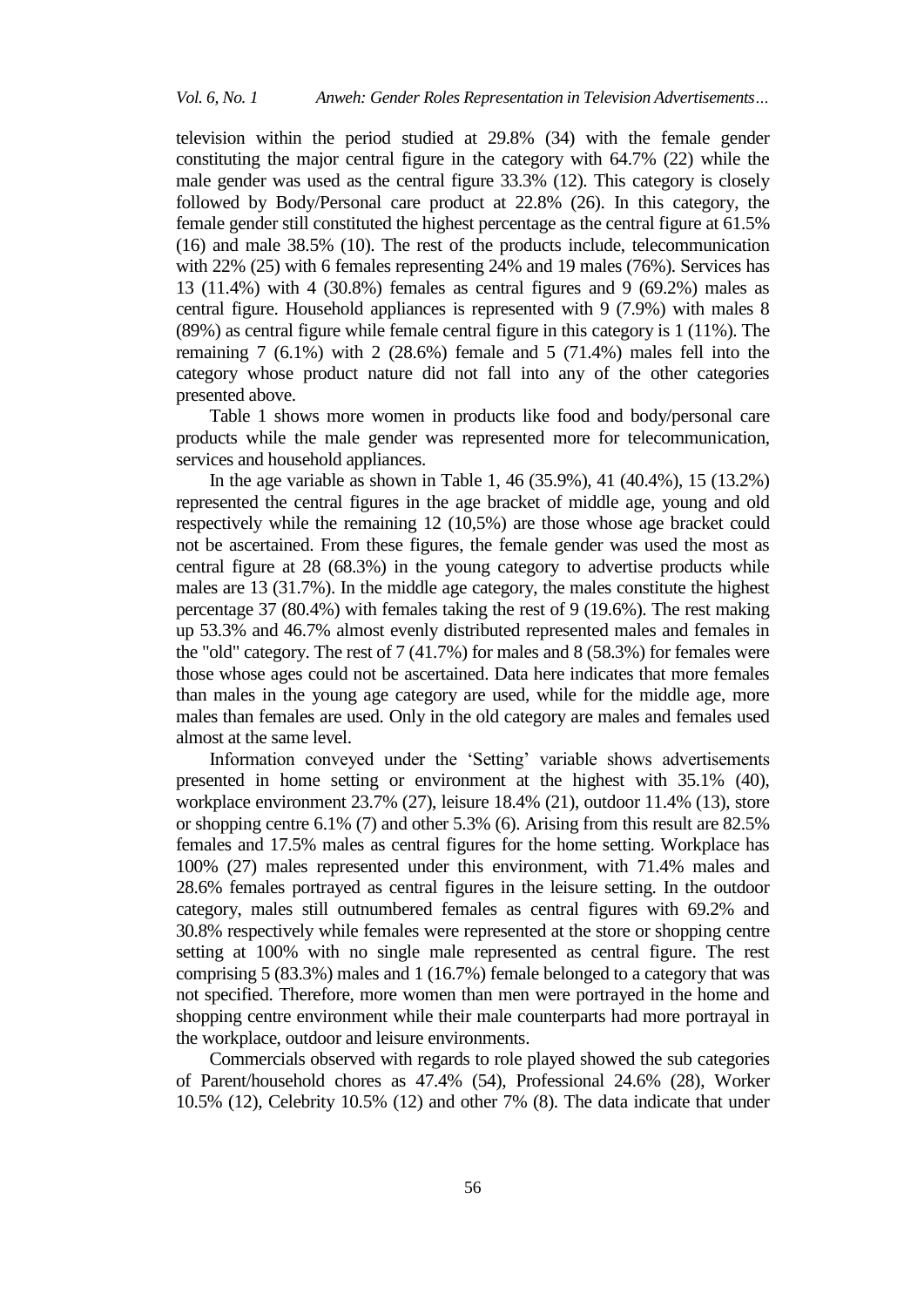television within the period studied at 29.8% (34) with the female gender constituting the major central figure in the category with 64.7% (22) while the male gender was used as the central figure 33.3% (12). This category is closely followed by Body/Personal care product at 22.8% (26). In this category, the female gender still constituted the highest percentage as the central figure at 61.5% (16) and male 38.5% (10). The rest of the products include, telecommunication with 22% (25) with 6 females representing 24% and 19 males (76%). Services has 13 (11.4%) with 4 (30.8%) females as central figures and 9 (69.2%) males as central figure. Household appliances is represented with 9 (7.9%) with males 8 (89%) as central figure while female central figure in this category is 1 (11%). The remaining 7 (6.1%) with 2 (28.6%) female and 5 (71.4%) males fell into the category whose product nature did not fall into any of the other categories presented above.

Table 1 shows more women in products like food and body/personal care products while the male gender was represented more for telecommunication, services and household appliances.

In the age variable as shown in Table 1, 46 (35.9%), 41 (40.4%), 15 (13.2%) represented the central figures in the age bracket of middle age, young and old respectively while the remaining 12 (10,5%) are those whose age bracket could not be ascertained. From these figures, the female gender was used the most as central figure at 28 (68.3%) in the young category to advertise products while males are 13 (31.7%). In the middle age category, the males constitute the highest percentage 37 (80.4%) with females taking the rest of 9 (19.6%). The rest making up 53.3% and 46.7% almost evenly distributed represented males and females in the "old" category. The rest of 7 (41.7%) for males and 8 (58.3%) for females were those whose ages could not be ascertained. Data here indicates that more females than males in the young age category are used, while for the middle age, more males than females are used. Only in the old category are males and females used almost at the same level.

Information conveyed under the 'Setting' variable shows advertisements presented in home setting or environment at the highest with 35.1% (40), workplace environment 23.7% (27), leisure 18.4% (21), outdoor 11.4% (13), store or shopping centre 6.1% (7) and other 5.3% (6). Arising from this result are 82.5% females and 17.5% males as central figures for the home setting. Workplace has 100% (27) males represented under this environment, with 71.4% males and 28.6% females portrayed as central figures in the leisure setting. In the outdoor category, males still outnumbered females as central figures with 69.2% and 30.8% respectively while females were represented at the store or shopping centre setting at 100% with no single male represented as central figure. The rest comprising 5 (83.3%) males and 1 (16.7%) female belonged to a category that was not specified. Therefore, more women than men were portrayed in the home and shopping centre environment while their male counterparts had more portrayal in the workplace, outdoor and leisure environments.

Commercials observed with regards to role played showed the sub categories of Parent/household chores as 47.4% (54), Professional 24.6% (28), Worker 10.5% (12), Celebrity 10.5% (12) and other 7% (8). The data indicate that under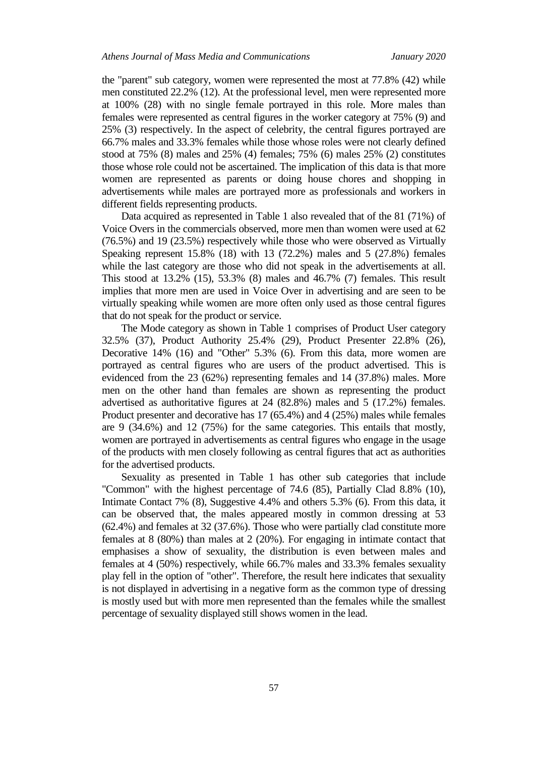the "parent" sub category, women were represented the most at 77.8% (42) while men constituted 22.2% (12). At the professional level, men were represented more at 100% (28) with no single female portrayed in this role. More males than females were represented as central figures in the worker category at 75% (9) and 25% (3) respectively. In the aspect of celebrity, the central figures portrayed are 66.7% males and 33.3% females while those whose roles were not clearly defined stood at 75% (8) males and 25% (4) females; 75% (6) males 25% (2) constitutes those whose role could not be ascertained. The implication of this data is that more women are represented as parents or doing house chores and shopping in advertisements while males are portrayed more as professionals and workers in different fields representing products.

Data acquired as represented in Table 1 also revealed that of the 81 (71%) of Voice Overs in the commercials observed, more men than women were used at 62 (76.5%) and 19 (23.5%) respectively while those who were observed as Virtually Speaking represent 15.8% (18) with 13 (72.2%) males and 5 (27.8%) females while the last category are those who did not speak in the advertisements at all. This stood at 13.2% (15), 53.3% (8) males and 46.7% (7) females. This result implies that more men are used in Voice Over in advertising and are seen to be virtually speaking while women are more often only used as those central figures that do not speak for the product or service.

The Mode category as shown in Table 1 comprises of Product User category 32.5% (37), Product Authority 25.4% (29), Product Presenter 22.8% (26), Decorative 14% (16) and "Other" 5.3% (6). From this data, more women are portrayed as central figures who are users of the product advertised. This is evidenced from the 23 (62%) representing females and 14 (37.8%) males. More men on the other hand than females are shown as representing the product advertised as authoritative figures at 24 (82.8%) males and 5 (17.2%) females. Product presenter and decorative has 17 (65.4%) and 4 (25%) males while females are 9 (34.6%) and 12 (75%) for the same categories. This entails that mostly, women are portrayed in advertisements as central figures who engage in the usage of the products with men closely following as central figures that act as authorities for the advertised products.

Sexuality as presented in Table 1 has other sub categories that include "Common" with the highest percentage of 74.6 (85), Partially Clad 8.8% (10), Intimate Contact 7% (8), Suggestive 4.4% and others 5.3% (6). From this data, it can be observed that, the males appeared mostly in common dressing at 53 (62.4%) and females at 32 (37.6%). Those who were partially clad constitute more females at 8 (80%) than males at 2 (20%). For engaging in intimate contact that emphasises a show of sexuality, the distribution is even between males and females at 4 (50%) respectively, while 66.7% males and 33.3% females sexuality play fell in the option of "other". Therefore, the result here indicates that sexuality is not displayed in advertising in a negative form as the common type of dressing is mostly used but with more men represented than the females while the smallest percentage of sexuality displayed still shows women in the lead.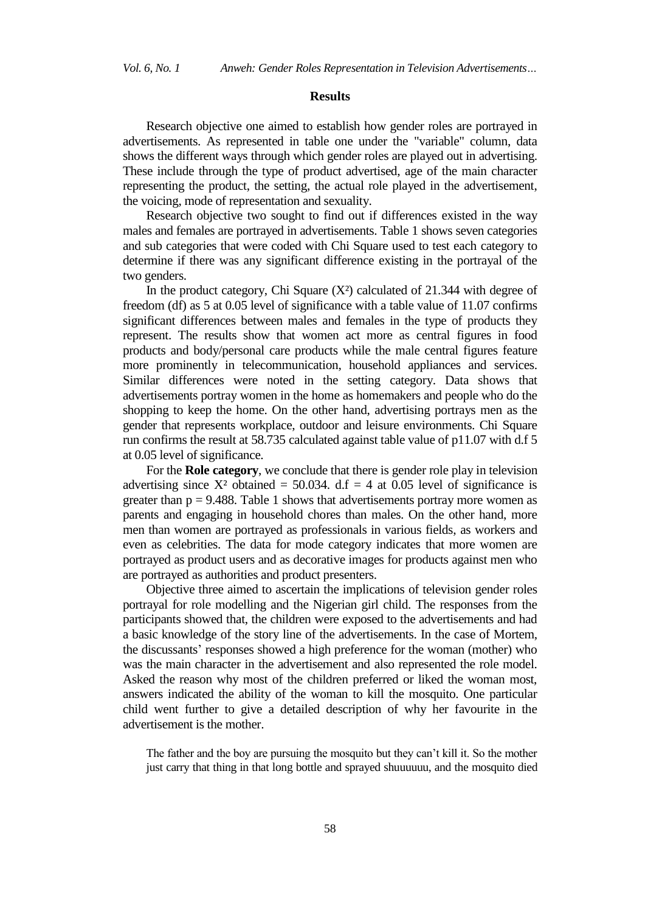## Results

Research objective one aimed to establish how gender roles are portrayed in advertisements. As represented in table one under the "variable" column, data shows the different ways through which gender roles are played out in advertising. These include through the type of product advertised, age of the main character representing the product, the setting, the actual role played in the advertisement, the voicing, mode of representation and sexuality.

Research objective two sought to find out if differences existed in the way males and females are portrayed in advertisements. Table 1 shows seven categories and sub categories that were coded with Chi Square used to test each category to determine if there was any significant difference existing in the portrayal of the two genders.

In the product category, Chi Square ($X^2$) calculated of 21.344 with degree of freedom (df) as 5 at 0.05 level of significance with a table value of 11.07 confirms significant differences between males and females in the type of products they represent. The results show that women act more as central figures in food products and body/personal care products while the male central figures feature more prominently in telecommunication, household appliances and services. Similar differences were noted in the setting category. Data shows that advertisements portray women in the home as homemakers and people who do the shopping to keep the home. On the other hand, advertising portrays men as the gender that represents workplace, outdoor and leisure environments. Chi Square run confirms the result at 58.735 calculated against table value of p11.07 with d.f 5 at 0.05 level of significance.

For the **Role category**, we conclude that there is gender role play in television advertising since $X^2$ obtained = 50.034. d.f = 4 at 0.05 level of significance is greater than $p = 9.488$. Table 1 shows that advertisements portray more women as parents and engaging in household chores than males. On the other hand, more men than women are portrayed as professionals in various fields, as workers and even as celebrities. The data for mode category indicates that more women are portrayed as product users and as decorative images for products against men who are portrayed as authorities and product presenters.

Objective three aimed to ascertain the implications of television gender roles portrayal for role modelling and the Nigerian girl child. The responses from the participants showed that, the children were exposed to the advertisements and had a basic knowledge of the story line of the advertisements. In the case of Mortem, the discussants' responses showed a high preference for the woman (mother) who was the main character in the advertisement and also represented the role model. Asked the reason why most of the children preferred or liked the woman most, answers indicated the ability of the woman to kill the mosquito. One particular child went further to give a detailed description of why her favourite in the advertisement is the mother.

> The father and the boy are pursuing the mosquito but they can't kill it. So the mother just carry that thing in that long bottle and sprayed shuuuuuu, and the mosquito died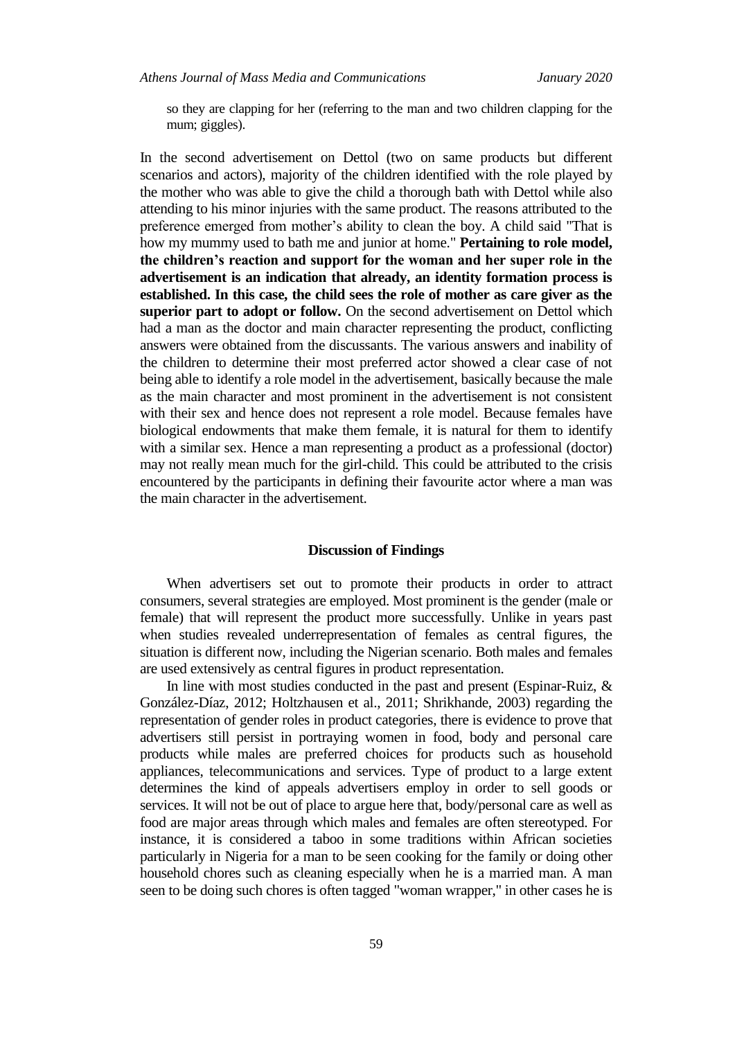so they are clapping for her (referring to the man and two children clapping for the mum; giggles).

In the second advertisement on Dettol (two on same products but different scenarios and actors), majority of the children identified with the role played by the mother who was able to give the child a thorough bath with Dettol while also attending to his minor injuries with the same product. The reasons attributed to the preference emerged from mother's ability to clean the boy. A child said "That is how my mummy used to bath me and junior at home." **Pertaining to role model, the children's reaction and support for the woman and her super role in the advertisement is an indication that already, an identity formation process is established. In this case, the child sees the role of mother as care giver as the superior part to adopt or follow.** On the second advertisement on Dettol which had a man as the doctor and main character representing the product, conflicting answers were obtained from the discussants. The various answers and inability of the children to determine their most preferred actor showed a clear case of not being able to identify a role model in the advertisement, basically because the male as the main character and most prominent in the advertisement is not consistent with their sex and hence does not represent a role model. Because females have biological endowments that make them female, it is natural for them to identify with a similar sex. Hence a man representing a product as a professional (doctor) may not really mean much for the girl-child. This could be attributed to the crisis encountered by the participants in defining their favourite actor where a man was the main character in the advertisement.

## Discussion of Findings

When advertisers set out to promote their products in order to attract consumers, several strategies are employed. Most prominent is the gender (male or female) that will represent the product more successfully. Unlike in years past when studies revealed underrepresentation of females as central figures, the situation is different now, including the Nigerian scenario. Both males and females are used extensively as central figures in product representation.

In line with most studies conducted in the past and present (Espinar-Ruiz, & González-Díaz, 2012; Holtzhausen et al., 2011; Shrikhande, 2003) regarding the representation of gender roles in product categories, there is evidence to prove that advertisers still persist in portraying women in food, body and personal care products while males are preferred choices for products such as household appliances, telecommunications and services. Type of product to a large extent determines the kind of appeals advertisers employ in order to sell goods or services. It will not be out of place to argue here that, body/personal care as well as food are major areas through which males and females are often stereotyped. For instance, it is considered a taboo in some traditions within African societies particularly in Nigeria for a man to be seen cooking for the family or doing other household chores such as cleaning especially when he is a married man. A man seen to be doing such chores is often tagged "woman wrapper," in other cases he is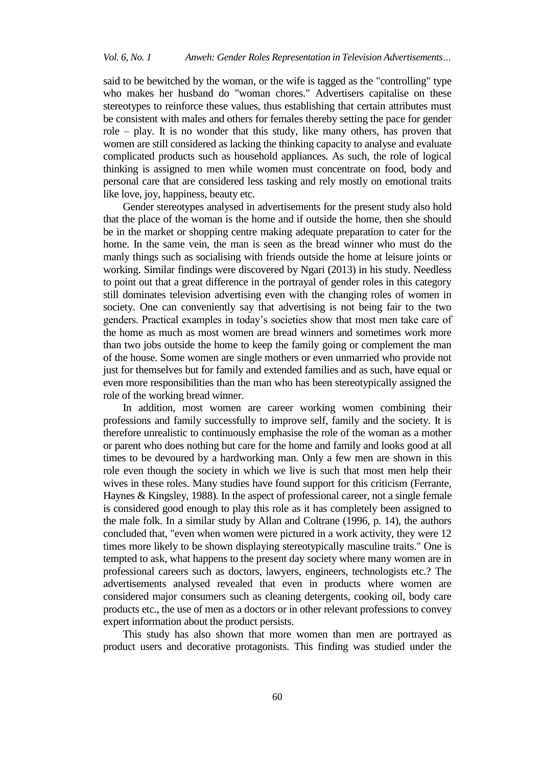said to be bewitched by the woman, or the wife is tagged as the "controlling" type who makes her husband do "woman chores." Advertisers capitalise on these stereotypes to reinforce these values, thus establishing that certain attributes must be consistent with males and others for females thereby setting the pace for gender role – play. It is no wonder that this study, like many others, has proven that women are still considered as lacking the thinking capacity to analyse and evaluate complicated products such as household appliances. As such, the role of logical thinking is assigned to men while women must concentrate on food, body and personal care that are considered less tasking and rely mostly on emotional traits like love, joy, happiness, beauty etc.

Gender stereotypes analysed in advertisements for the present study also hold that the place of the woman is the home and if outside the home, then she should be in the market or shopping centre making adequate preparation to cater for the home. In the same vein, the man is seen as the bread winner who must do the manly things such as socialising with friends outside the home at leisure joints or working. Similar findings were discovered by Ngari (2013) in his study. Needless to point out that a great difference in the portrayal of gender roles in this category still dominates television advertising even with the changing roles of women in society. One can conveniently say that advertising is not being fair to the two genders. Practical examples in today's societies show that most men take care of the home as much as most women are bread winners and sometimes work more than two jobs outside the home to keep the family going or complement the man of the house. Some women are single mothers or even unmarried who provide not just for themselves but for family and extended families and as such, have equal or even more responsibilities than the man who has been stereotypically assigned the role of the working bread winner.

In addition, most women are career working women combining their professions and family successfully to improve self, family and the society. It is therefore unrealistic to continuously emphasise the role of the woman as a mother or parent who does nothing but care for the home and family and looks good at all times to be devoured by a hardworking man. Only a few men are shown in this role even though the society in which we live is such that most men help their wives in these roles. Many studies have found support for this criticism (Ferrante, Haynes & Kingsley, 1988). In the aspect of professional career, not a single female is considered good enough to play this role as it has completely been assigned to the male folk. In a similar study by Allan and Coltrane (1996, p. 14), the authors concluded that, "even when women were pictured in a work activity, they were 12 times more likely to be shown displaying stereotypically masculine traits." One is tempted to ask, what happens to the present day society where many women are in professional careers such as doctors, lawyers, engineers, technologists etc.? The advertisements analysed revealed that even in products where women are considered major consumers such as cleaning detergents, cooking oil, body care products etc., the use of men as a doctors or in other relevant professions to convey expert information about the product persists.

This study has also shown that more women than men are portrayed as product users and decorative protagonists. This finding was studied under the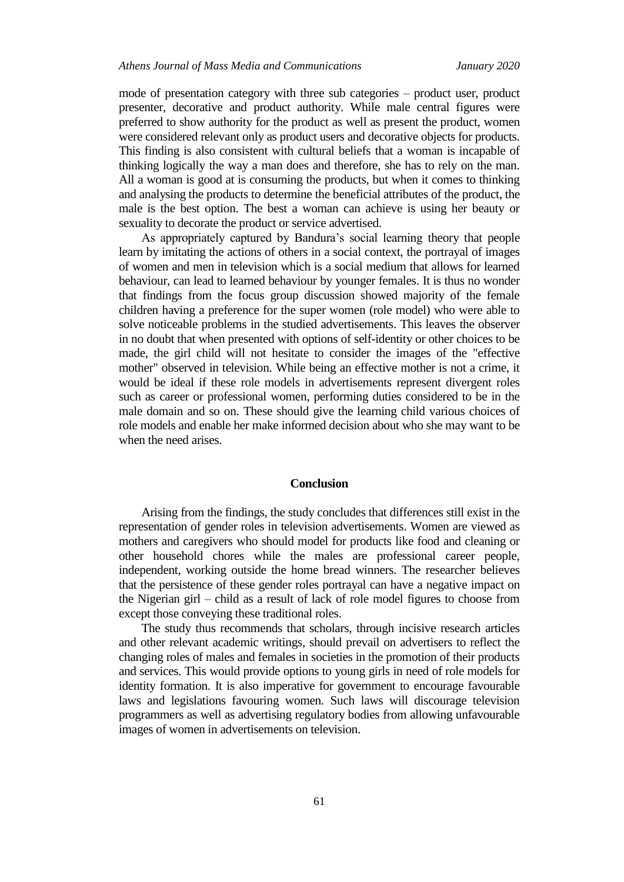mode of presentation category with three sub categories – product user, product presenter, decorative and product authority. While male central figures were preferred to show authority for the product as well as present the product, women were considered relevant only as product users and decorative objects for products. This finding is also consistent with cultural beliefs that a woman is incapable of thinking logically the way a man does and therefore, she has to rely on the man. All a woman is good at is consuming the products, but when it comes to thinking and analysing the products to determine the beneficial attributes of the product, the male is the best option. The best a woman can achieve is using her beauty or sexuality to decorate the product or service advertised.

As appropriately captured by Bandura's social learning theory that people learn by imitating the actions of others in a social context, the portrayal of images of women and men in television which is a social medium that allows for learned behaviour, can lead to learned behaviour by younger females. It is thus no wonder that findings from the focus group discussion showed majority of the female children having a preference for the super women (role model) who were able to solve noticeable problems in the studied advertisements. This leaves the observer in no doubt that when presented with options of self-identity or other choices to be made, the girl child will not hesitate to consider the images of the "effective mother" observed in television. While being an effective mother is not a crime, it would be ideal if these role models in advertisements represent divergent roles such as career or professional women, performing duties considered to be in the male domain and so on. These should give the learning child various choices of role models and enable her make informed decision about who she may want to be when the need arises.

## Conclusion

Arising from the findings, the study concludes that differences still exist in the representation of gender roles in television advertisements. Women are viewed as mothers and caregivers who should model for products like food and cleaning or other household chores while the males are professional career people, independent, working outside the home bread winners. The researcher believes that the persistence of these gender roles portrayal can have a negative impact on the Nigerian girl – child as a result of lack of role model figures to choose from except those conveying these traditional roles.

The study thus recommends that scholars, through incisive research articles and other relevant academic writings, should prevail on advertisers to reflect the changing roles of males and females in societies in the promotion of their products and services. This would provide options to young girls in need of role models for identity formation. It is also imperative for government to encourage favourable laws and legislations favouring women. Such laws will discourage television programmers as well as advertising regulatory bodies from allowing unfavourable images of women in advertisements on television.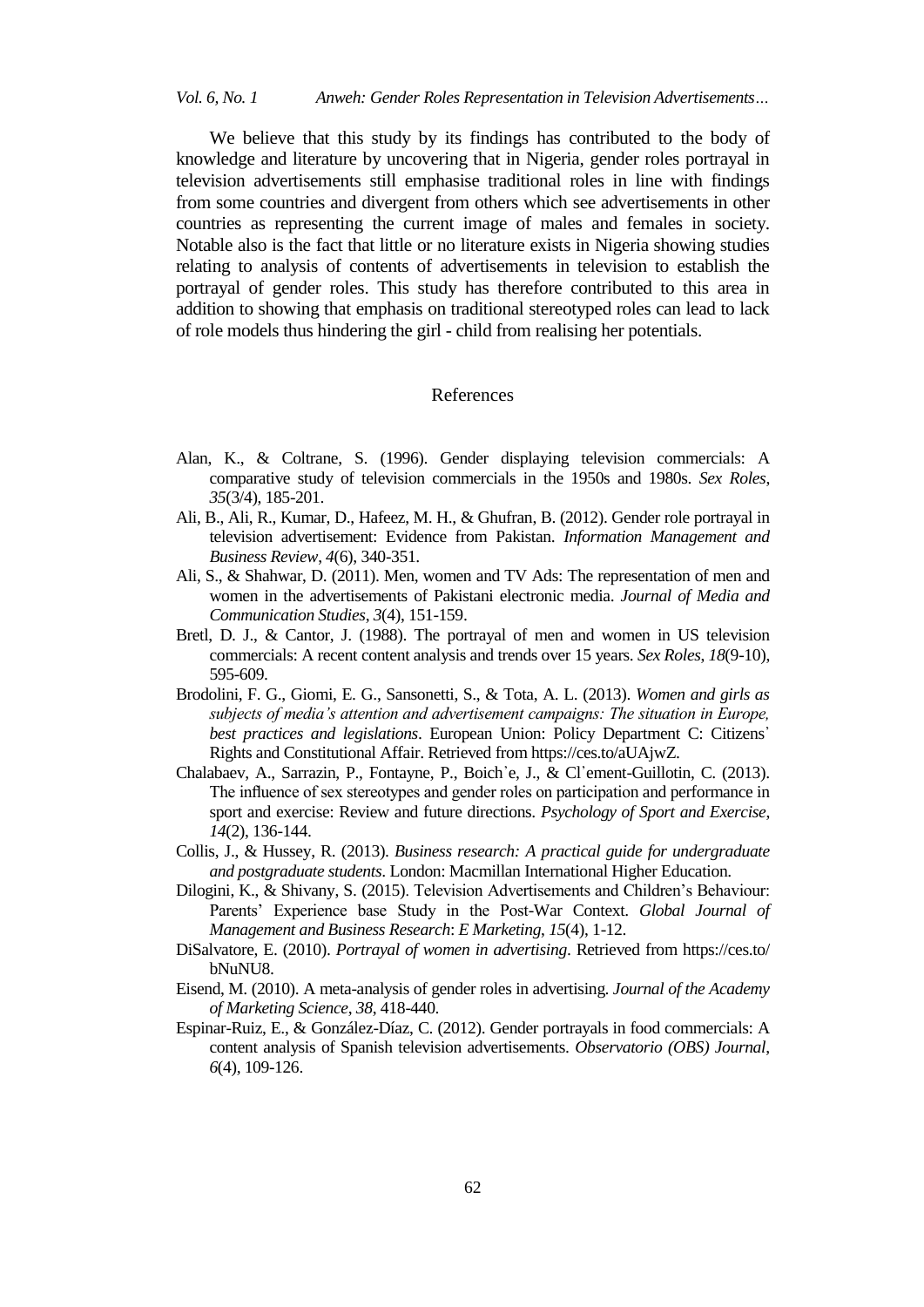We believe that this study by its findings has contributed to the body of knowledge and literature by uncovering that in Nigeria, gender roles portrayal in television advertisements still emphasise traditional roles in line with findings from some countries and divergent from others which see advertisements in other countries as representing the current image of males and females in society. Notable also is the fact that little or no literature exists in Nigeria showing studies relating to analysis of contents of advertisements in television to establish the portrayal of gender roles. This study has therefore contributed to this area in addition to showing that emphasis on traditional stereotyped roles can lead to lack of role models thus hindering the girl - child from realising her potentials.

## References

Alan, K., & Coltrane, S. (1996). Gender displaying television commercials: A comparative study of television commercials in the 1950s and 1980s. *Sex Roles*, *35*(3/4), 185-201.

Ali, B., Ali, R., Kumar, D., Hafeez, M. H., & Ghufran, B. (2012). Gender role portrayal in television advertisement: Evidence from Pakistan. *Information Management and Business Review*, *4*(6), 340-351.

Ali, S., & Shahwar, D. (2011). Men, women and TV Ads: The representation of men and women in the advertisements of Pakistani electronic media. *Journal of Media and Communication Studies*, *3*(4), 151-159.

Bretl, D. J., & Cantor, J. (1988). The portrayal of men and women in US television commercials: A recent content analysis and trends over 15 years. *Sex Roles*, *18*(9-10), 595-609.

Brodolini, F. G., Giomi, E. G., Sansonetti, S., & Tota, A. L. (2013). *Women and girls as subjects of media's attention and advertisement campaigns: The situation in Europe, best practices and legislations*. European Union: Policy Department C: Citizens' Rights and Constitutional Affair. Retrieved from https://ces.to/aUAjwZ.

Chalabaev, A., Sarrazin, P., Fontayne, P., Boich`e, J., & Cl`ement-Guillotin, C. (2013). The influence of sex stereotypes and gender roles on participation and performance in sport and exercise: Review and future directions. *Psychology of Sport and Exercise*, *14*(2), 136-144.

Collis, J., & Hussey, R. (2013). *Business research: A practical guide for undergraduate and postgraduate students*. London: Macmillan International Higher Education.

Dilogini, K., & Shivany, S. (2015). Television Advertisements and Children's Behaviour: Parents' Experience base Study in the Post-War Context. *Global Journal of Management and Business Research*: *E Marketing*, *15*(4), 1-12.

DiSalvatore, E. (2010). *Portrayal of women in advertising*. Retrieved from https://ces.to/bNuNU8.

Eisend, M. (2010). A meta-analysis of gender roles in advertising. *Journal of the Academy of Marketing Science*, *38*, 418-440.

Espinar-Ruiz, E., & González-Díaz, C. (2012). Gender portrayals in food commercials: A content analysis of Spanish television advertisements. *Observatorio (OBS) Journal*, *6*(4), 109-126.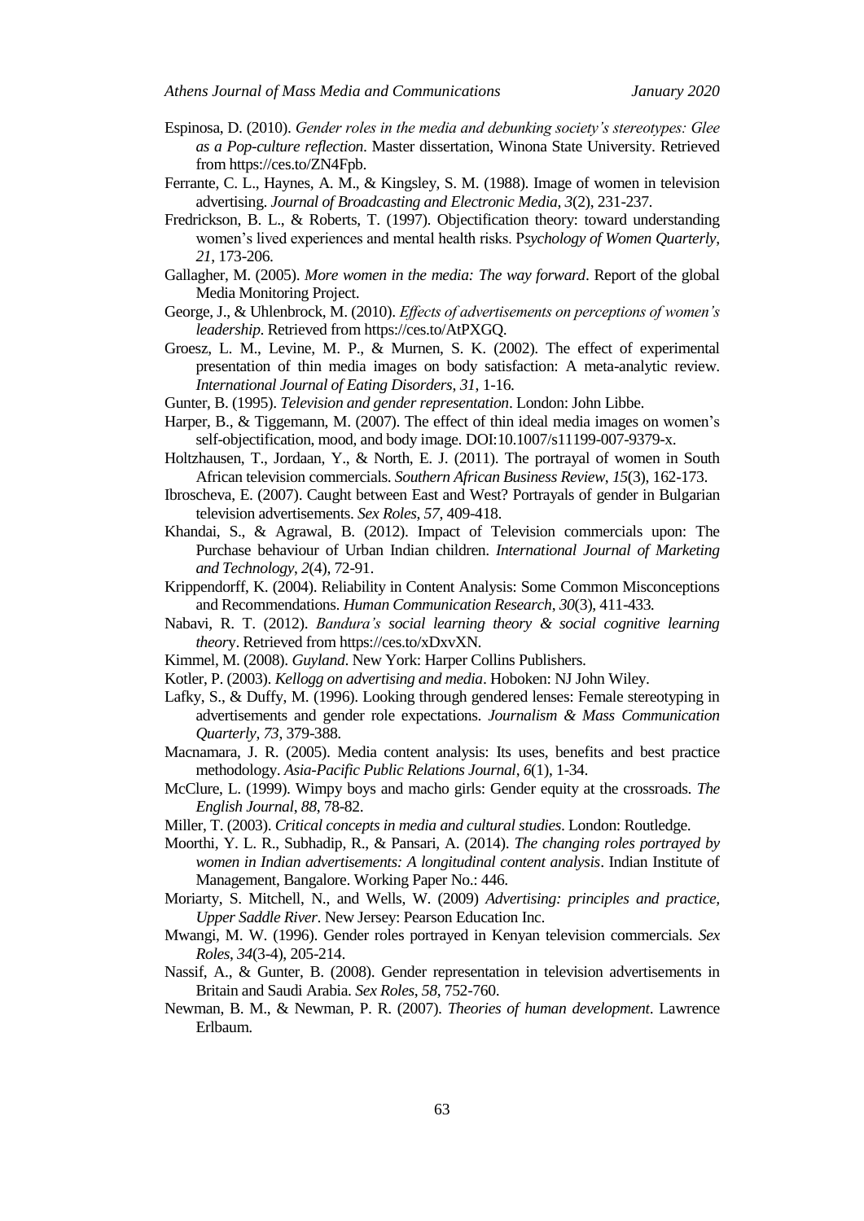Espinosa, D. (2010). *Gender roles in the media and debunking society's stereotypes: Glee as a Pop-culture reflection*. Master dissertation, Winona State University. Retrieved from https://ces.to/ZN4Fpb.

Ferrante, C. L., Haynes, A. M., & Kingsley, S. M. (1988). Image of women in television advertising. *Journal of Broadcasting and Electronic Media*, *3*(2), 231-237.

Fredrickson, B. L., & Roberts, T. (1997). Objectification theory: toward understanding women's lived experiences and mental health risks. P*sychology of Women Quarterly*, *21*, 173-206.

Gallagher, M. (2005). *More women in the media: The way forward*. Report of the global Media Monitoring Project.

George, J., & Uhlenbrock, M. (2010). *Effects of advertisements on perceptions of women's leadership*. Retrieved from https://ces.to/AtPXGQ.

Groesz, L. M., Levine, M. P., & Murnen, S. K. (2002). The effect of experimental presentation of thin media images on body satisfaction: A meta-analytic review. *International Journal of Eating Disorders*, *31*, 1-16.

Gunter, B. (1995). *Television and gender representation*. London: John Libbe.

Harper, B., & Tiggemann, M. (2007). The effect of thin ideal media images on women's self-objectification, mood, and body image. DOI:10.1007/s11199-007-9379-x.

Holtzhausen, T., Jordaan, Y., & North, E. J. (2011). The portrayal of women in South African television commercials. *Southern African Business Review*, *15*(3), 162-173.

Ibroscheva, E. (2007). Caught between East and West? Portrayals of gender in Bulgarian television advertisements. *Sex Roles*, *57*, 409-418.

Khandai, S., & Agrawal, B. (2012). Impact of Television commercials upon: The Purchase behaviour of Urban Indian children. *International Journal of Marketing and Technology*, *2*(4), 72-91.

Krippendorff, K. (2004). Reliability in Content Analysis: Some Common Misconceptions and Recommendations. *Human Communication Research*, *30*(3), 411-433.

Nabavi, R. T. (2012). *Bandura's social learning theory & social cognitive learning theor*y. Retrieved from https://ces.to/xDxvXN.

Kimmel, M. (2008). *Guyland*. New York: Harper Collins Publishers.

Kotler, P. (2003). *Kellogg on advertising and media*. Hoboken: NJ John Wiley.

Lafky, S., & Duffy, M. (1996). Looking through gendered lenses: Female stereotyping in advertisements and gender role expectations. *Journalism & Mass Communication Quarterly*, *73*, 379-388.

Macnamara, J. R. (2005). Media content analysis: Its uses, benefits and best practice methodology. *Asia-Pacific Public Relations Journal*, *6*(1), 1-34.

McClure, L. (1999). Wimpy boys and macho girls: Gender equity at the crossroads. *The English Journal*, *88*, 78-82.

Miller, T. (2003). *Critical concepts in media and cultural studies*. London: Routledge.

Moorthi, Y. L. R., Subhadip, R., & Pansari, A. (2014). *The changing roles portrayed by women in Indian advertisements: A longitudinal content analysis*. Indian Institute of Management, Bangalore. Working Paper No.: 446.

Moriarty, S. Mitchell, N., and Wells, W. (2009) *Advertising: principles and practice, Upper Saddle River*. New Jersey: Pearson Education Inc.

Mwangi, M. W. (1996). Gender roles portrayed in Kenyan television commercials. *Sex Roles*, *34*(3-4), 205-214.

Nassif, A., & Gunter, B. (2008). Gender representation in television advertisements in Britain and Saudi Arabia. *Sex Roles*, *58*, 752-760.

Newman, B. M., & Newman, P. R. (2007). *Theories of human development*. Lawrence Erlbaum.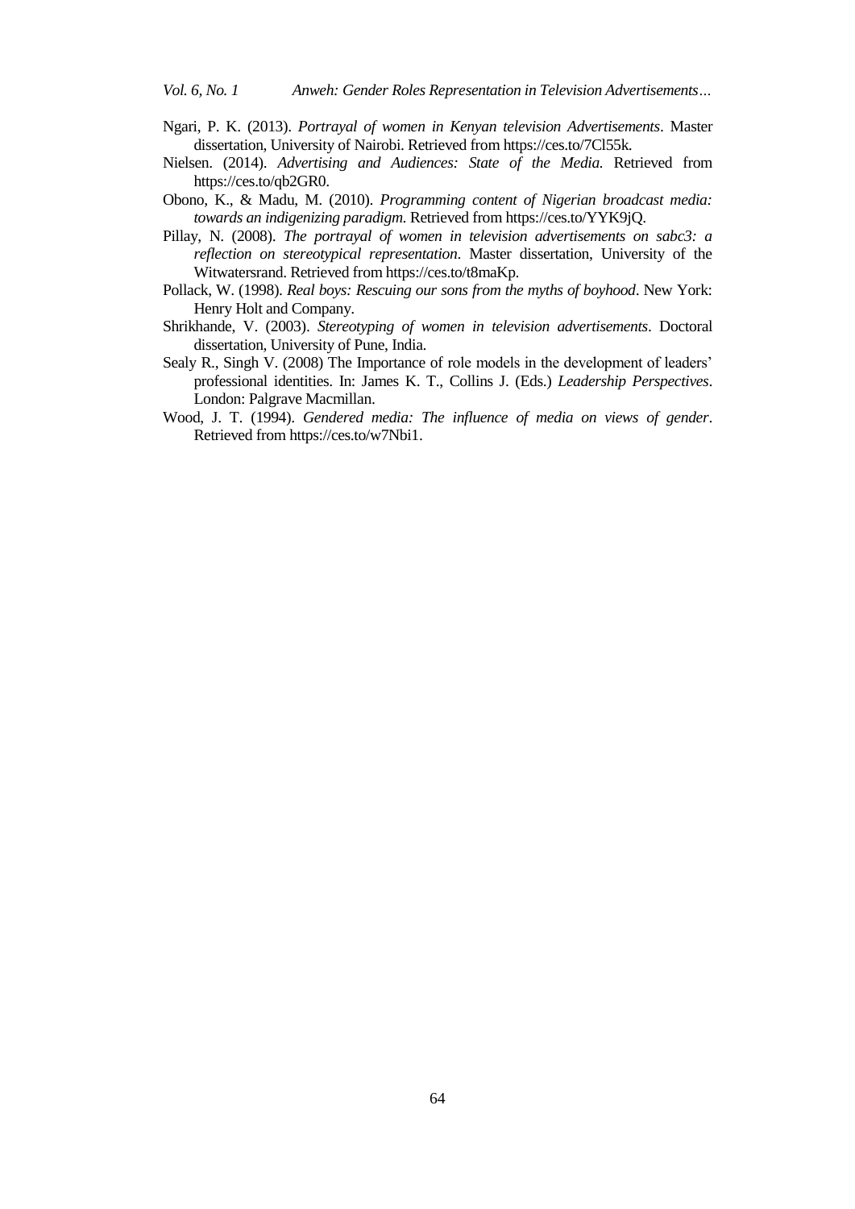Ngari, P. K. (2013). *Portrayal of women in Kenyan television Advertisements*. Master dissertation, University of Nairobi. Retrieved from https://ces.to/7Cl55k.

Nielsen. (2014). *Advertising and Audiences: State of the Media.* Retrieved from https://ces.to/qb2GR0.

Obono, K., & Madu, M. (2010). *Programming content of Nigerian broadcast media: towards an indigenizing paradigm*. Retrieved from https://ces.to/YYK9jQ.

Pillay, N. (2008). *The portrayal of women in television advertisements on sabc3: a reflection on stereotypical representation*. Master dissertation, University of the Witwatersrand. Retrieved from https://ces.to/t8maKp.

Pollack, W. (1998). *Real boys: Rescuing our sons from the myths of boyhood*. New York: Henry Holt and Company.

Shrikhande, V. (2003). *Stereotyping of women in television advertisements*. Doctoral dissertation, University of Pune, India.

Sealy R., Singh V. (2008) The Importance of role models in the development of leaders' professional identities. In: James K. T., Collins J. (Eds.) *Leadership Perspectives*. London: Palgrave Macmillan.

Wood, J. T. (1994). *Gendered media: The influence of media on views of gender*. Retrieved from https://ces.to/w7Nbi1.